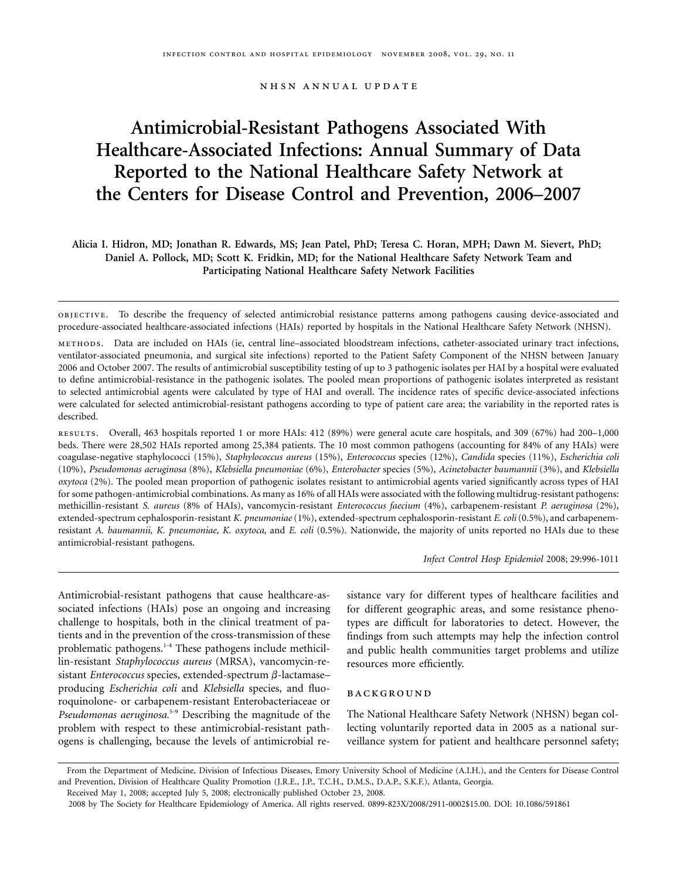NHSN ANNUAL UPDATE

# Antimicrobial-Resistant Pathogens Associated With Healthcare-Associated Infections: Annual Summary of Data Reported to the National Healthcare Safety Network at the Centers for Disease Control and Prevention, 2006–2007

**Alicia I. Hidron, MD; Jonathan R. Edwards, MS; Jean Patel, PhD; Teresa C. Horan, MPH; Dawn M. Sievert, PhD; Daniel A. Pollock, MD; Scott K. Fridkin, MD; for the National Healthcare Safety Network Team and Participating National Healthcare Safety Network Facilities**

OBJECTIVE. To describe the frequency of selected antimicrobial resistance patterns among pathogens causing device-associated and procedure-associated healthcare-associated infections (HAIs) reported by hospitals in the National Healthcare Safety Network (NHSN).

METHODS. Data are included on HAIs (ie, central line–associated bloodstream infections, catheter-associated urinary tract infections, ventilator-associated pneumonia, and surgical site infections) reported to the Patient Safety Component of the NHSN between January 2006 and October 2007. The results of antimicrobial susceptibility testing of up to 3 pathogenic isolates per HAI by a hospital were evaluated to define antimicrobial-resistance in the pathogenic isolates. The pooled mean proportions of pathogenic isolates interpreted as resistant to selected antimicrobial agents were calculated by type of HAI and overall. The incidence rates of specific device-associated infections were calculated for selected antimicrobial-resistant pathogens according to type of patient care area; the variability in the reported rates is described.

RESULTS. Overall, 463 hospitals reported 1 or more HAIs: 412 (89%) were general acute care hospitals, and 309 (67%) had 200–1,000 beds. There were 28,502 HAIs reported among 25,384 patients. The 10 most common pathogens (accounting for 84% of any HAIs) were coagulase-negative staphylococci (15%), *Staphylococcus aureus* (15%), *Enterococcus* species (12%), *Candida* species (11%), *Escherichia coli* (10%), *Pseudomonas aeruginosa* (8%), *Klebsiella pneumoniae* (6%), *Enterobacter* species (5%), *Acinetobacter baumannii* (3%), and *Klebsiella oxytoca* (2%). The pooled mean proportion of pathogenic isolates resistant to antimicrobial agents varied significantly across types of HAI for some pathogen-antimicrobial combinations. As many as 16% of all HAIs were associated with the following multidrug-resistant pathogens: methicillin-resistant *S. aureus* (8% of HAIs), vancomycin-resistant *Enterococcus faecium* (4%), carbapenem-resistant *P. aeruginosa* (2%), extended-spectrum cephalosporin-resistant *K. pneumoniae* (1%), extended-spectrum cephalosporin-resistant *E. coli* (0.5%), and carbapenem-resistant *A. baumannii, K. pneumoniae, K. oxytoca,* and *E. coli* (0.5%). Nationwide, the majority of units reported no HAIs due to these antimicrobial-resistant pathogens.

*Infect Control Hosp Epidemiol* 2008; 29:996-1011

Antimicrobial-resistant pathogens that cause healthcare-associated infections (HAIs) pose an ongoing and increasing challenge to hospitals, both in the clinical treatment of patients and in the prevention of the cross-transmission of these problematic pathogens.[1-4] These pathogens include methicillin-resistant *Staphylococcus aureus* (MRSA), vancomycin-resistant *Enterococcus* species, extended-spectrum $\beta$-lactamase–producing *Escherichia coli* and *Klebsiella* species, and fluoroquinolone- or carbapenem-resistant Enterobacteriaceae or *Pseudomonas aeruginosa*.[5-9] Describing the magnitude of the problem with respect to these antimicrobial-resistant pathogens is challenging, because the levels of antimicrobial resistance vary for different types of healthcare facilities and for different geographic areas, and some resistance phenotypes are difficult for laboratories to detect. However, the findings from such attempts may help the infection control and public health communities target problems and utilize resources more efficiently.

## BACKGROUND

The National Healthcare Safety Network (NHSN) began collecting voluntarily reported data in 2005 as a national surveillance system for patient and healthcare personnel safety;

From the Department of Medicine, Division of Infectious Diseases, Emory University School of Medicine (A.I.H.), and the Centers for Disease Control and Prevention, Division of Healthcare Quality Promotion (J.R.E., J.P., T.C.H., D.M.S., D.A.P., S.K.F.), Atlanta, Georgia.

Received May 1, 2008; accepted July 5, 2008; electronically published October 23, 2008.

2008 by The Society for Healthcare Epidemiology of America. All rights reserved. 0899-823X/2008/2911-0002$15.00. DOI: 10.1086/591861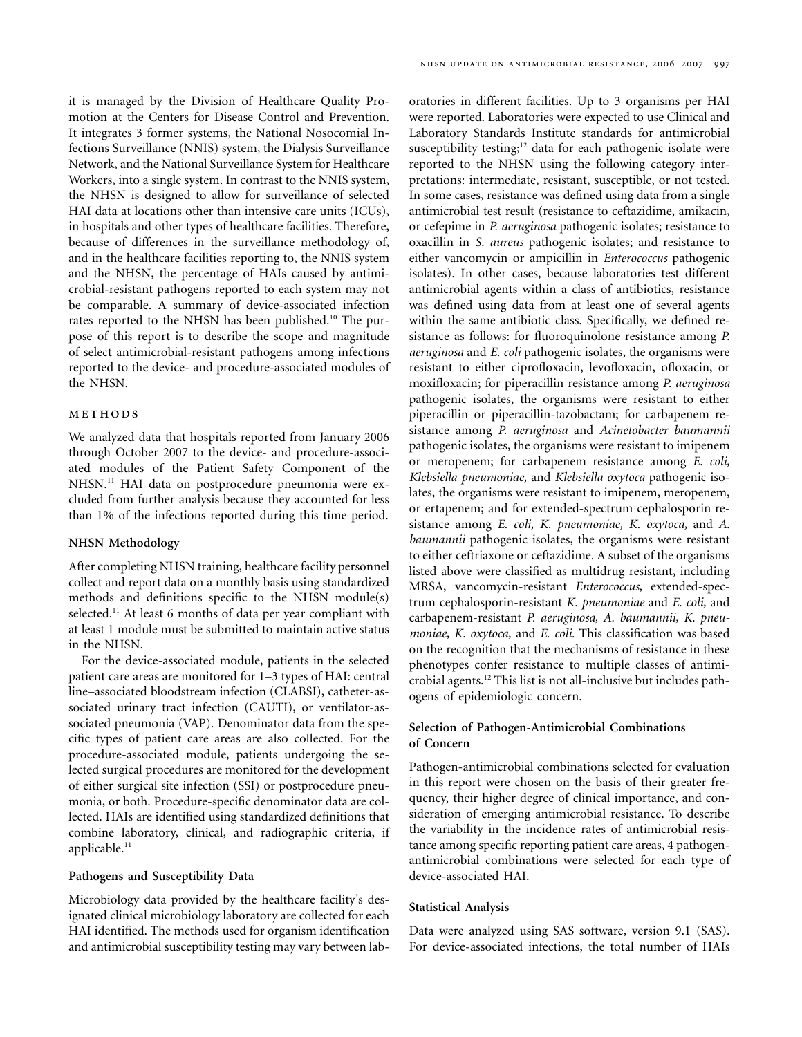it is managed by the Division of Healthcare Quality Promotion at the Centers for Disease Control and Prevention. It integrates 3 former systems, the National Nosocomial Infections Surveillance (NNIS) system, the Dialysis Surveillance Network, and the National Surveillance System for Healthcare Workers, into a single system. In contrast to the NNIS system, the NHSN is designed to allow for surveillance of selected HAI data at locations other than intensive care units (ICUs), in hospitals and other types of healthcare facilities. Therefore, because of differences in the surveillance methodology of, and in the healthcare facilities reporting to, the NNIS system and the NHSN, the percentage of HAIs caused by antimicrobial-resistant pathogens reported to each system may not be comparable. A summary of device-associated infection rates reported to the NHSN has been published.[10] The purpose of this report is to describe the scope and magnitude of select antimicrobial-resistant pathogens among infections reported to the device- and procedure-associated modules of the NHSN.

## METHODS

We analyzed data that hospitals reported from January 2006 through October 2007 to the device- and procedure-associated modules of the Patient Safety Component of the NHSN.[11] HAI data on postprocedure pneumonia were excluded from further analysis because they accounted for less than 1% of the infections reported during this time period.

### NHSN Methodology

After completing NHSN training, healthcare facility personnel collect and report data on a monthly basis using standardized methods and definitions specific to the NHSN module(s) selected.[11] At least 6 months of data per year compliant with at least 1 module must be submitted to maintain active status in the NHSN.

For the device-associated module, patients in the selected patient care areas are monitored for 1–3 types of HAI: central line–associated bloodstream infection (CLABSI), catheter-associated urinary tract infection (CAUTI), or ventilator-associated pneumonia (VAP). Denominator data from the specific types of patient care areas are also collected. For the procedure-associated module, patients undergoing the selected surgical procedures are monitored for the development of either surgical site infection (SSI) or postprocedure pneumonia, or both. Procedure-specific denominator data are collected. HAIs are identified using standardized definitions that combine laboratory, clinical, and radiographic criteria, if applicable.[11]

### Pathogens and Susceptibility Data

Microbiology data provided by the healthcare facility's designated clinical microbiology laboratory are collected for each HAI identified. The methods used for organism identification and antimicrobial susceptibility testing may vary between laboratories in different facilities. Up to 3 organisms per HAI were reported. Laboratories were expected to use Clinical and Laboratory Standards Institute standards for antimicrobial susceptibility testing;[12] data for each pathogenic isolate were reported to the NHSN using the following category interpretations: intermediate, resistant, susceptible, or not tested. In some cases, resistance was defined using data from a single antimicrobial test result (resistance to ceftazidime, amikacin, or cefepime in *P. aeruginosa* pathogenic isolates; resistance to oxacillin in *S. aureus* pathogenic isolates; and resistance to either vancomycin or ampicillin in *Enterococcus* pathogenic isolates). In other cases, because laboratories test different antimicrobial agents within a class of antibiotics, resistance was defined using data from at least one of several agents within the same antibiotic class. Specifically, we defined resistance as follows: for fluoroquinolone resistance among *P. aeruginosa* and *E. coli* pathogenic isolates, the organisms were resistant to either ciprofloxacin, levofloxacin, ofloxacin, or moxifloxacin; for piperacillin resistance among *P. aeruginosa* pathogenic isolates, the organisms were resistant to either piperacillin or piperacillin-tazobactam; for carbapenem resistance among *P. aeruginosa* and *Acinetobacter baumannii* pathogenic isolates, the organisms were resistant to imipenem or meropenem; for carbapenem resistance among *E. coli, Klebsiella pneumoniae,* and *Klebsiella oxytoca* pathogenic isolates, the organisms were resistant to imipenem, meropenem, or ertapenem; and for extended-spectrum cephalosporin resistance among *E. coli, K. pneumoniae, K. oxytoca,* and *A. baumannii* pathogenic isolates, the organisms were resistant to either ceftriaxone or ceftazidime. A subset of the organisms listed above were classified as multidrug resistant, including MRSA, vancomycin-resistant *Enterococcus,* extended-spectrum cephalosporin-resistant *K. pneumoniae* and *E. coli,* and carbapenem-resistant *P. aeruginosa, A. baumannii, K. pneumoniae, K. oxytoca,* and *E. coli.* This classification was based on the recognition that the mechanisms of resistance in these phenotypes confer resistance to multiple classes of antimicrobial agents.[12] This list is not all-inclusive but includes pathogens of epidemiologic concern.

### Selection of Pathogen-Antimicrobial Combinations of Concern

Pathogen-antimicrobial combinations selected for evaluation in this report were chosen on the basis of their greater frequency, their higher degree of clinical importance, and consideration of emerging antimicrobial resistance. To describe the variability in the incidence rates of antimicrobial resistance among specific reporting patient care areas, 4 pathogen-antimicrobial combinations were selected for each type of device-associated HAI.

### Statistical Analysis

Data were analyzed using SAS software, version 9.1 (SAS). For device-associated infections, the total number of HAIs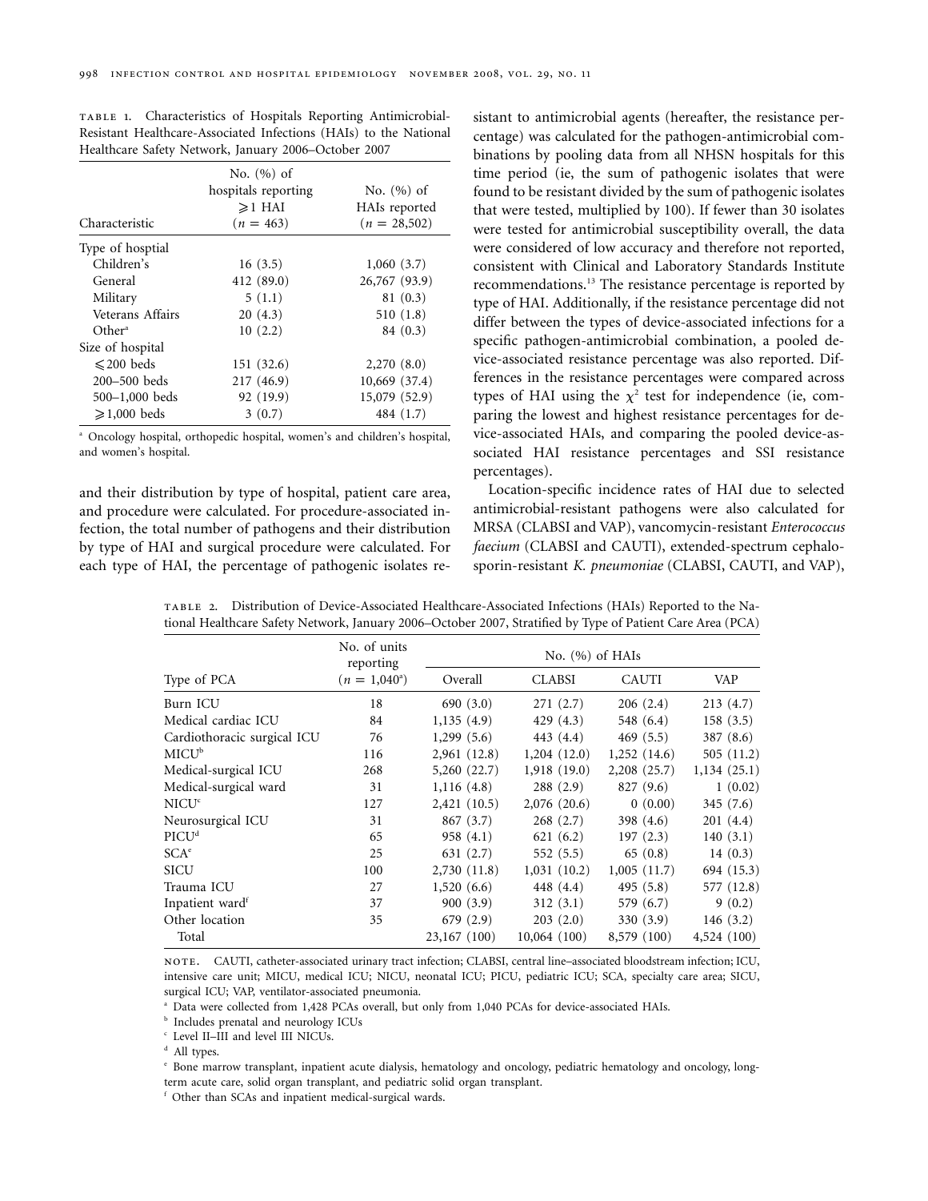TABLE 1. Characteristics of Hospitals Reporting Antimicrobial-Resistant Healthcare-Associated Infections (HAIs) to the National Healthcare Safety Network, January 2006–October 2007

| Characteristic | No. (%) of hospitals reporting ⩾1 HAI (n = 463) | No. (%) of HAIs reported (n = 28,502) |
|---|---|---|
| Type of hosptial | | |
| Children's | 16 (3.5) | 1,060 (3.7) |
| General | 412 (89.0) | 26,767 (93.9) |
| Military | 5 (1.1) | 81 (0.3) |
| Veterans Affairs | 20 (4.3) | 510 (1.8) |
| Other[a] | 10 (2.2) | 84 (0.3) |
| Size of hospital | | |
| ⩽200 beds | 151 (32.6) | 2,270 (8.0) |
| 200–500 beds | 217 (46.9) | 10,669 (37.4) |
| 500–1,000 beds | 92 (19.9) | 15,079 (52.9) |
| ⩾1,000 beds | 3 (0.7) | 484 (1.7) |

[a] Oncology hospital, orthopedic hospital, women's and children's hospital, and women's hospital.

and their distribution by type of hospital, patient care area, and procedure were calculated. For procedure-associated infection, the total number of pathogens and their distribution by type of HAI and surgical procedure were calculated. For each type of HAI, the percentage of pathogenic isolates resistant to antimicrobial agents (hereafter, the resistance percentage) was calculated for the pathogen-antimicrobial combinations by pooling data from all NHSN hospitals for this time period (ie, the sum of pathogenic isolates that were found to be resistant divided by the sum of pathogenic isolates that were tested, multiplied by 100). If fewer than 30 isolates were tested for antimicrobial susceptibility overall, the data were considered of low accuracy and therefore not reported, consistent with Clinical and Laboratory Standards Institute recommendations.[13] The resistance percentage is reported by type of HAI. Additionally, if the resistance percentage did not differ between the types of device-associated infections for a specific pathogen-antimicrobial combination, a pooled device-associated resistance percentage was also reported. Differences in the resistance percentages were compared across types of HAI using the $\chi^2$ test for independence (ie, comparing the lowest and highest resistance percentages for device-associated HAIs, and comparing the pooled device-associated HAI resistance percentages and SSI resistance percentages).

Location-specific incidence rates of HAI due to selected antimicrobial-resistant pathogens were also calculated for MRSA (CLABSI and VAP), vancomycin-resistant *Enterococcus faecium* (CLABSI and CAUTI), extended-spectrum cephalosporin-resistant *K. pneumoniae* (CLABSI, CAUTI, and VAP),

TABLE 2. Distribution of Device-Associated Healthcare-Associated Infections (HAIs) Reported to the National Healthcare Safety Network, January 2006–October 2007, Stratified by Type of Patient Care Area (PCA)

| Type of PCA | No. of units reporting (n = 1,040[a]) | No. (%) of HAIs | | | |
|---|---|---|---|---|---|
| | | Overall | CLABSI | CAUTI | VAP |
| Burn ICU | 18 | 690 (3.0) | 271 (2.7) | 206 (2.4) | 213 (4.7) |
| Medical cardiac ICU | 84 | 1,135 (4.9) | 429 (4.3) | 548 (6.4) | 158 (3.5) |
| Cardiothoracic surgical ICU | 76 | 1,299 (5.6) | 443 (4.4) | 469 (5.5) | 387 (8.6) |
| MICU[b] | 116 | 2,961 (12.8) | 1,204 (12.0) | 1,252 (14.6) | 505 (11.2) |
| Medical-surgical ICU | 268 | 5,260 (22.7) | 1,918 (19.0) | 2,208 (25.7) | 1,134 (25.1) |
| Medical-surgical ward | 31 | 1,116 (4.8) | 288 (2.9) | 827 (9.6) | 1 (0.02) |
| NICU[c] | 127 | 2,421 (10.5) | 2,076 (20.6) | 0 (0.00) | 345 (7.6) |
| Neurosurgical ICU | 31 | 867 (3.7) | 268 (2.7) | 398 (4.6) | 201 (4.4) |
| PICU[d] | 65 | 958 (4.1) | 621 (6.2) | 197 (2.3) | 140 (3.1) |
| SCA[e] | 25 | 631 (2.7) | 552 (5.5) | 65 (0.8) | 14 (0.3) |
| SICU | 100 | 2,730 (11.8) | 1,031 (10.2) | 1,005 (11.7) | 694 (15.3) |
| Trauma ICU | 27 | 1,520 (6.6) | 448 (4.4) | 495 (5.8) | 577 (12.8) |
| Inpatient ward[f] | 37 | 900 (3.9) | 312 (3.1) | 579 (6.7) | 9 (0.2) |
| Other location | 35 | 679 (2.9) | 203 (2.0) | 330 (3.9) | 146 (3.2) |
| Total | | 23,167 (100) | 10,064 (100) | 8,579 (100) | 4,524 (100) |

NOTE. CAUTI, catheter-associated urinary tract infection; CLABSI, central line–associated bloodstream infection; ICU, intensive care unit; MICU, medical ICU; NICU, neonatal ICU; PICU, pediatric ICU; SCA, specialty care area; SICU, surgical ICU; VAP, ventilator-associated pneumonia.

[a] Data were collected from 1,428 PCAs overall, but only from 1,040 PCAs for device-associated HAIs.

[b] Includes prenatal and neurology ICUs

[c] Level II–III and level III NICUs.

[d] All types.

[e] Bone marrow transplant, inpatient acute dialysis, hematology and oncology, pediatric hematology and oncology, long-term acute care, solid organ transplant, and pediatric solid organ transplant.

[f] Other than SCAs and inpatient medical-surgical wards.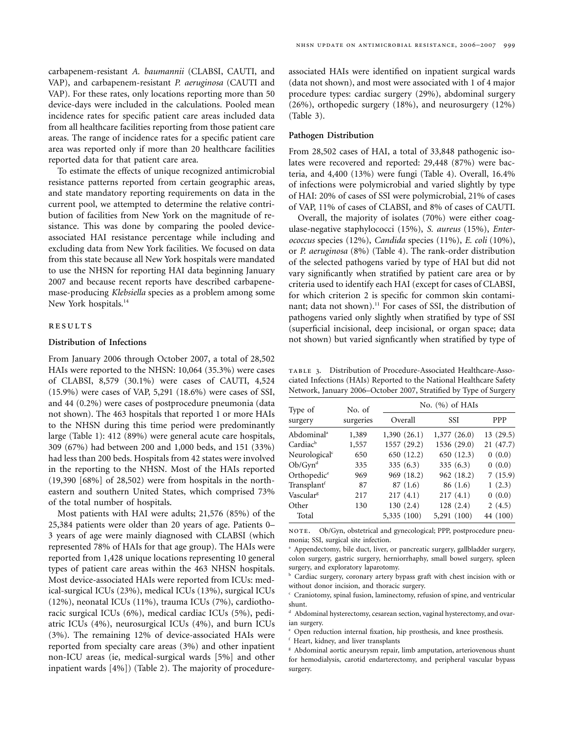carbapenem-resistant *A. baumannii* (CLABSI, CAUTI, and VAP), and carbapenem-resistant *P. aeruginosa* (CAUTI and VAP). For these rates, only locations reporting more than 50 device-days were included in the calculations. Pooled mean incidence rates for specific patient care areas included data from all healthcare facilities reporting from those patient care areas. The range of incidence rates for a specific patient care area was reported only if more than 20 healthcare facilities reported data for that patient care area.

To estimate the effects of unique recognized antimicrobial resistance patterns reported from certain geographic areas, and state mandatory reporting requirements on data in the current pool, we attempted to determine the relative contribution of facilities from New York on the magnitude of resistance. This was done by comparing the pooled device-associated HAI resistance percentage while including and excluding data from New York facilities. We focused on data from this state because all New York hospitals were mandated to use the NHSN for reporting HAI data beginning January 2007 and because recent reports have described carbapenemase-producing *Klebsiella* species as a problem among some New York hospitals.[14]

## RESULTS

### Distribution of Infections

From January 2006 through October 2007, a total of 28,502 HAIs were reported to the NHSN: 10,064 (35.3%) were cases of CLABSI, 8,579 (30.1%) were cases of CAUTI, 4,524 (15.9%) were cases of VAP, 5,291 (18.6%) were cases of SSI, and 44 (0.2%) were cases of postprocedure pneumonia (data not shown). The 463 hospitals that reported 1 or more HAIs to the NHSN during this time period were predominantly large (Table 1): 412 (89%) were general acute care hospitals, 309 (67%) had between 200 and 1,000 beds, and 151 (33%) had less than 200 beds. Hospitals from 42 states were involved in the reporting to the NHSN. Most of the HAIs reported (19,390 [68%] of 28,502) were from hospitals in the northeastern and southern United States, which comprised 73% of the total number of hospitals.

Most patients with HAI were adults; 21,576 (85%) of the 25,384 patients were older than 20 years of age. Patients 0–3 years of age were mainly diagnosed with CLABSI (which represented 78% of HAIs for that age group). The HAIs were reported from 1,428 unique locations representing 10 general types of patient care areas within the 463 NHSN hospitals. Most device-associated HAIs were reported from ICUs: medical-surgical ICUs (23%), medical ICUs (13%), surgical ICUs (12%), neonatal ICUs (11%), trauma ICUs (7%), cardiothoracic surgical ICUs (6%), medical cardiac ICUs (5%), pediatric ICUs (4%), neurosurgical ICUs (4%), and burn ICUs (3%). The remaining 12% of device-associated HAIs were reported from specialty care areas (3%) and other inpatient non-ICU areas (ie, medical-surgical wards [5%] and other inpatient wards [4%]) (Table 2). The majority of procedure-associated HAIs were identified on inpatient surgical wards (data not shown), and most were associated with 1 of 4 major procedure types: cardiac surgery (29%), abdominal surgery (26%), orthopedic surgery (18%), and neurosurgery (12%) (Table 3).

### Pathogen Distribution

From 28,502 cases of HAI, a total of 33,848 pathogenic isolates were recovered and reported: 29,448 (87%) were bacteria, and 4,400 (13%) were fungi (Table 4). Overall, 16.4% of infections were polymicrobial and varied slightly by type of HAI: 20% of cases of SSI were polymicrobial, 21% of cases of VAP, 11% of cases of CLABSI, and 8% of cases of CAUTI.

Overall, the majority of isolates (70%) were either coagulase-negative staphylococci (15%), *S. aureus* (15%), *Enterococcus* species (12%), *Candida* species (11%), *E. coli* (10%), or *P. aeruginosa* (8%) (Table 4). The rank-order distribution of the selected pathogens varied by type of HAI but did not vary significantly when stratified by patient care area or by criteria used to identify each HAI (except for cases of CLABSI, for which criterion 2 is specific for common skin contaminant; data not shown).[11] For cases of SSI, the distribution of pathogens varied only slightly when stratified by type of SSI (superficial incisional, deep incisional, or organ space; data not shown) but varied signficantly when stratified by type of

TABLE 3. Distribution of Procedure-Associated Healthcare-Associated Infections (HAIs) Reported to the National Healthcare Safety Network, January 2006–October 2007, Stratified by Type of Surgery

| Type of surgery | No. of surgeries | No. (%) of HAIs | | |
|---|---|---|---|---|
| | | Overall | SSI | PPP |
| Abdominal[a] | 1,389 | 1,390 (26.1) | 1,377 (26.0) | 13 (29.5) |
| Cardiac[b] | 1,557 | 1557 (29.2) | 1536 (29.0) | 21 (47.7) |
| Neurological[c] | 650 | 650 (12.2) | 650 (12.3) | 0 (0.0) |
| Ob/Gyn[d] | 335 | 335 (6.3) | 335 (6.3) | 0 (0.0) |
| Orthopedic[e] | 969 | 969 (18.2) | 962 (18.2) | 7 (15.9) |
| Transplant[f] | 87 | 87 (1.6) | 86 (1.6) | 1 (2.3) |
| Vascular[g] | 217 | 217 (4.1) | 217 (4.1) | 0 (0.0) |
| Other | 130 | 130 (2.4) | 128 (2.4) | 2 (4.5) |
| Total | | 5,335 (100) | 5,291 (100) | 44 (100) |

NOTE. Ob/Gyn, obstetrical and gynecological; PPP, postprocedure pneumonia; SSI, surgical site infection.

[a] Appendectomy, bile duct, liver, or pancreatic surgery, gallbladder surgery, colon surgery, gastric surgery, herniorrhaphy, small bowel surgery, spleen surgery, and exploratory laparotomy.

[b] Cardiac surgery, coronary artery bypass graft with chest incision with or without donor incision, and thoracic surgery.

[c] Craniotomy, spinal fusion, laminectomy, refusion of spine, and ventricular shunt.

[d] Abdominal hysterectomy, cesarean section, vaginal hysterectomy, and ovarian surgery.

[e] Open reduction internal fixation, hip prosthesis, and knee prosthesis.

[f] Heart, kidney, and liver transplants

[g] Abdominal aortic aneurysm repair, limb amputation, arteriovenous shunt for hemodialysis, carotid endarterectomy, and peripheral vascular bypass surgery.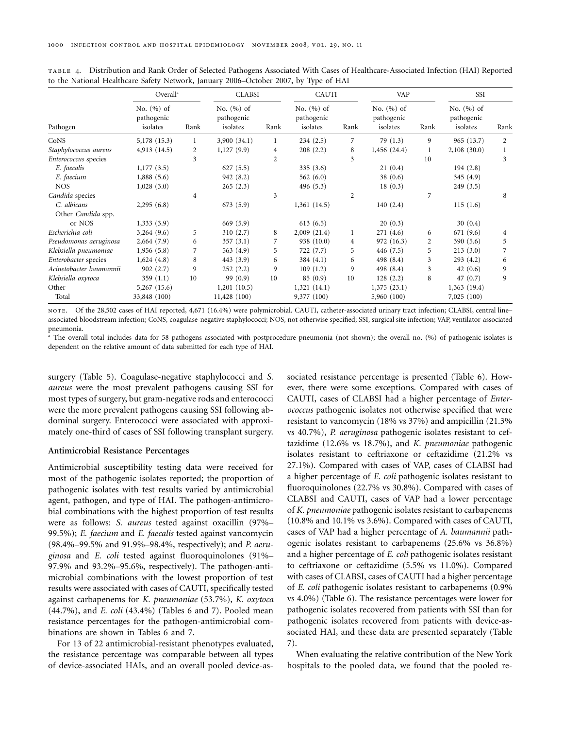TABLE 4. Distribution and Rank Order of Selected Pathogens Associated With Cases of Healthcare-Associated Infection (HAI) Reported to the National Healthcare Safety Network, January 2006–October 2007, by Type of HAI

| Pathogen | Overall[a] | | CLABSI | | CAUTI | | VAP | | SSI | |
|---|---|---|---|---|---|---|---|---|---|---|
| | No. (%) of pathogenic isolates | Rank | No. (%) of pathogenic isolates | Rank | No. (%) of pathogenic isolates | Rank | No. (%) of pathogenic isolates | Rank | No. (%) of pathogenic isolates | Rank |
| CoNS | 5,178 (15.3) | 1 | 3,900 (34.1) | 1 | 234 (2.5) | 7 | 79 (1.3) | 9 | 965 (13.7) | 2 |
| *Staphylococcus aureus* | 4,913 (14.5) | 2 | 1,127 (9.9) | 4 | 208 (2.2) | 8 | 1,456 (24.4) | 1 | 2,108 (30.0) | 1 |
| *Enterococcus* species | | 3 | | 2 | | 3 | | 10 | | 3 |
| *E. faecalis* | 1,177 (3.5) | | 627 (5.5) | | 335 (3.6) | | 21 (0.4) | | 194 (2.8) | |
| *E. faecium* | 1,888 (5.6) | | 942 (8.2) | | 562 (6.0) | | 38 (0.6) | | 345 (4.9) | |
| NOS | 1,028 (3.0) | | 265 (2.3) | | 496 (5.3) | | 18 (0.3) | | 249 (3.5) | |
| *Candida* species | | 4 | | 3 | | 2 | | 7 | | 8 |
| *C. albicans* | 2,295 (6.8) | | 673 (5.9) | | 1,361 (14.5) | | 140 (2.4) | | 115 (1.6) | |
| Other *Candida* spp. or NOS | 1,333 (3.9) | | 669 (5.9) | | 613 (6.5) | | 20 (0.3) | | 30 (0.4) | |
| *Escherichia coli* | 3,264 (9.6) | 5 | 310 (2.7) | 8 | 2,009 (21.4) | 1 | 271 (4.6) | 6 | 671 (9.6) | 4 |
| *Pseudomonas aeruginosa* | 2,664 (7.9) | 6 | 357 (3.1) | 7 | 938 (10.0) | 4 | 972 (16.3) | 2 | 390 (5.6) | 5 |
| *Klebsiella pneumoniae* | 1,956 (5.8) | 7 | 563 (4.9) | 5 | 722 (7.7) | 5 | 446 (7.5) | 5 | 213 (3.0) | 7 |
| *Enterobacter* species | 1,624 (4.8) | 8 | 443 (3.9) | 6 | 384 (4.1) | 6 | 498 (8.4) | 3 | 293 (4.2) | 6 |
| *Acinetobacter baumannii* | 902 (2.7) | 9 | 252 (2.2) | 9 | 109 (1.2) | 9 | 498 (8.4) | 3 | 42 (0.6) | 9 |
| *Klebsiella oxytoca* | 359 (1.1) | 10 | 99 (0.9) | 10 | 85 (0.9) | 10 | 128 (2.2) | 8 | 47 (0.7) | 9 |
| Other | 5,267 (15.6) | | 1,201 (10.5) | | 1,321 (14.1) | | 1,375 (23.1) | | 1,363 (19.4) | |
| Total | 33,848 (100) | | 11,428 (100) | | 9,377 (100) | | 5,960 (100) | | 7,025 (100) | |

NOTE. Of the 28,502 cases of HAI reported, 4,671 (16.4%) were polymicrobial. CAUTI, catheter-associated urinary tract infection; CLABSI, central line–associated bloodstream infection; CoNS, coagulase-negative staphylococci; NOS, not otherwise specified; SSI, surgical site infection; VAP, ventilator-associated pneumonia.

[a] The overall total includes data for 58 pathogens associated with postprocedure pneumonia (not shown); the overall no. (%) of pathogenic isolates is dependent on the relative amount of data submitted for each type of HAI.

surgery (Table 5). Coagulase-negative staphylococci and *S. aureus* were the most prevalent pathogens causing SSI for most types of surgery, but gram-negative rods and enterococci were the more prevalent pathogens causing SSI following abdominal surgery. Enterococci were associated with approximately one-third of cases of SSI following transplant surgery.

### Antimicrobial Resistance Percentages

Antimicrobial susceptibility testing data were received for most of the pathogenic isolates reported; the proportion of pathogenic isolates with test results varied by antimicrobial agent, pathogen, and type of HAI. The pathogen-antimicrobial combinations with the highest proportion of test results were as follows: *S. aureus* tested against oxacillin (97%–99.5%); *E. faecium* and *E. faecalis* tested against vancomycin (98.4%–99.5% and 91.9%–98.4%, respectively); and *P. aeruginosa* and *E. coli* tested against fluoroquinolones (91%–97.9% and 93.2%–95.6%, respectively). The pathogen-antimicrobial combinations with the lowest proportion of test results were associated with cases of CAUTI, specifically tested against carbapenems for *K. pneumoniae* (53.7%), *K. oxytoca* (44.7%), and *E. coli* (43.4%) (Tables 6 and 7). Pooled mean resistance percentages for the pathogen-antimicrobial combinations are shown in Tables 6 and 7.

For 13 of 22 antimicrobial-resistant phenotypes evaluated, the resistance percentage was comparable between all types of device-associated HAIs, and an overall pooled device-associated resistance percentage is presented (Table 6). However, there were some exceptions. Compared with cases of CAUTI, cases of CLABSI had a higher percentage of *Enterococcus* pathogenic isolates not otherwise specified that were resistant to vancomycin (18% vs 37%) and ampicillin (21.3% vs 40.7%), *P. aeruginosa* pathogenic isolates resistant to ceftazidime (12.6% vs 18.7%), and *K. pneumoniae* pathogenic isolates resistant to ceftriaxone or ceftazidime (21.2% vs 27.1%). Compared with cases of VAP, cases of CLABSI had a higher percentage of *E. coli* pathogenic isolates resistant to fluoroquinolones (22.7% vs 30.8%). Compared with cases of CLABSI and CAUTI, cases of VAP had a lower percentage of *K. pneumoniae* pathogenic isolates resistant to carbapenems (10.8% and 10.1% vs 3.6%). Compared with cases of CAUTI, cases of VAP had a higher percentage of *A. baumannii* pathogenic isolates resistant to carbapenems (25.6% vs 36.8%) and a higher percentage of *E. coli* pathogenic isolates resistant to ceftriaxone or ceftazidime (5.5% vs 11.0%). Compared with cases of CLABSI, cases of CAUTI had a higher percentage of *E. coli* pathogenic isolates resistant to carbapenems (0.9% vs 4.0%) (Table 6). The resistance percentages were lower for pathogenic isolates recovered from patients with SSI than for pathogenic isolates recovered from patients with device-associated HAI, and these data are presented separately (Table 7).

When evaluating the relative contribution of the New York hospitals to the pooled data, we found that the pooled re-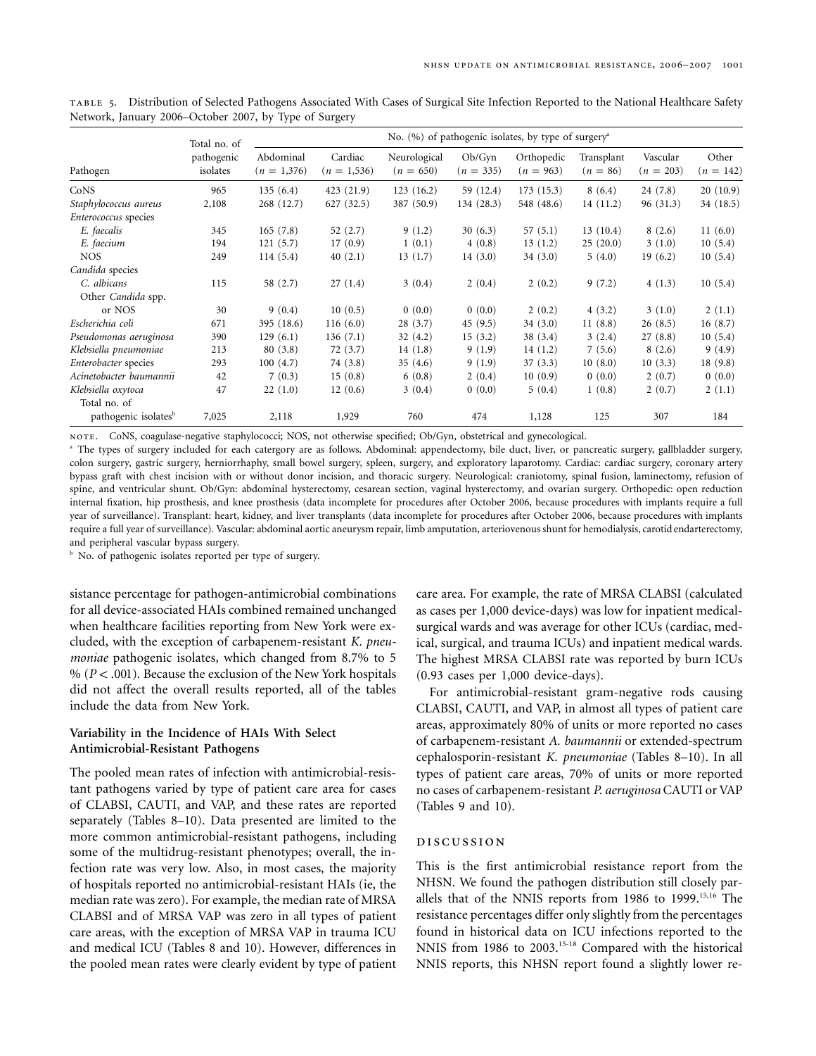TABLE 5. Distribution of Selected Pathogens Associated With Cases of Surgical Site Infection Reported to the National Healthcare Safety Network, January 2006–October 2007, by Type of Surgery

| Pathogen | Total no. of pathogenic isolates | No. (%) of pathogenic isolates, by type of surgery[a] | | | | | | | |
|---|---|---|---|---|---|---|---|---|---|
| | | Abdominal ($n$ = 1,376) | Cardiac ($n$ = 1,536) | Neurological ($n$ = 650) | Ob/Gyn ($n$ = 335) | Orthopedic ($n$ = 963) | Transplant ($n$ = 86) | Vascular ($n$ = 203) | Other ($n$ = 142) |
| CoNS | 965 | 135 (6.4) | 423 (21.9) | 123 (16.2) | 59 (12.4) | 173 (15.3) | 8 (6.4) | 24 (7.8) | 20 (10.9) |
| *Staphylococcus aureus* | 2,108 | 268 (12.7) | 627 (32.5) | 387 (50.9) | 134 (28.3) | 548 (48.6) | 14 (11.2) | 96 (31.3) | 34 (18.5) |
| *Enterococcus* species | | | | | | | | | |
| *E. faecalis* | 345 | 165 (7.8) | 52 (2.7) | 9 (1.2) | 30 (6.3) | 57 (5.1) | 13 (10.4) | 8 (2.6) | 11 (6.0) |
| *E. faecium* | 194 | 121 (5.7) | 17 (0.9) | 1 (0.1) | 4 (0.8) | 13 (1.2) | 25 (20.0) | 3 (1.0) | 10 (5.4) |
| NOS | 249 | 114 (5.4) | 40 (2.1) | 13 (1.7) | 14 (3.0) | 34 (3.0) | 5 (4.0) | 19 (6.2) | 10 (5.4) |
| *Candida* species | | | | | | | | | |
| *C. albicans* | 115 | 58 (2.7) | 27 (1.4) | 3 (0.4) | 2 (0.4) | 2 (0.2) | 9 (7.2) | 4 (1.3) | 10 (5.4) |
| Other *Candida* spp. or NOS | 30 | 9 (0.4) | 10 (0.5) | 0 (0.0) | 0 (0.0) | 2 (0.2) | 4 (3.2) | 3 (1.0) | 2 (1.1) |
| *Escherichia coli* | 671 | 395 (18.6) | 116 (6.0) | 28 (3.7) | 45 (9.5) | 34 (3.0) | 11 (8.8) | 26 (8.5) | 16 (8.7) |
| *Pseudomonas aeruginosa* | 390 | 129 (6.1) | 136 (7.1) | 32 (4.2) | 15 (3.2) | 38 (3.4) | 3 (2.4) | 27 (8.8) | 10 (5.4) |
| *Klebsiella pneumoniae* | 213 | 80 (3.8) | 72 (3.7) | 14 (1.8) | 9 (1.9) | 14 (1.2) | 7 (5.6) | 8 (2.6) | 9 (4.9) |
| *Enterobacter* species | 293 | 100 (4.7) | 74 (3.8) | 35 (4.6) | 9 (1.9) | 37 (3.3) | 10 (8.0) | 10 (3.3) | 18 (9.8) |
| *Acinetobacter baumannii* | 42 | 7 (0.3) | 15 (0.8) | 6 (0.8) | 2 (0.4) | 10 (0.9) | 0 (0.0) | 2 (0.7) | 0 (0.0) |
| *Klebsiella oxytoca* | 47 | 22 (1.0) | 12 (0.6) | 3 (0.4) | 0 (0.0) | 5 (0.4) | 1 (0.8) | 2 (0.7) | 2 (1.1) |
| Total no. of pathogenic isolates[b] | 7,025 | 2,118 | 1,929 | 760 | 474 | 1,128 | 125 | 307 | 184 |

NOTE. CoNS, coagulase-negative staphylococci; NOS, not otherwise specified; Ob/Gyn, obstetrical and gynecological.

[a] The types of surgery included for each catergory are as follows. Abdominal: appendectomy, bile duct, liver, or pancreatic surgery, gallbladder surgery, colon surgery, gastric surgery, herniorrhaphy, small bowel surgery, spleen, surgery, and exploratory laparotomy. Cardiac: cardiac surgery, coronary artery bypass graft with chest incision with or without donor incision, and thoracic surgery. Neurological: craniotomy, spinal fusion, laminectomy, refusion of spine, and ventricular shunt. Ob/Gyn: abdominal hysterectomy, cesarean section, vaginal hysterectomy, and ovarian surgery. Orthopedic: open reduction internal fixation, hip prosthesis, and knee prosthesis (data incomplete for procedures after October 2006, because procedures with implants require a full year of surveillance). Transplant: heart, kidney, and liver transplants (data incomplete for procedures after October 2006, because procedures with implants require a full year of surveillance). Vascular: abdominal aortic aneurysm repair, limb amputation, arteriovenous shunt for hemodialysis, carotid endarterectomy, and peripheral vascular bypass surgery.

[b] No. of pathogenic isolates reported per type of surgery.

sistance percentage for pathogen-antimicrobial combinations for all device-associated HAIs combined remained unchanged when healthcare facilities reporting from New York were excluded, with the exception of carbapenem-resistant *K. pneumoniae* pathogenic isolates, which changed from 8.7% to 5 % ($P < .001$). Because the exclusion of the New York hospitals did not affect the overall results reported, all of the tables include the data from New York.

### Variability in the Incidence of HAIs With Select Antimicrobial-Resistant Pathogens

The pooled mean rates of infection with antimicrobial-resistant pathogens varied by type of patient care area for cases of CLABSI, CAUTI, and VAP, and these rates are reported separately (Tables 8–10). Data presented are limited to the more common antimicrobial-resistant pathogens, including some of the multidrug-resistant phenotypes; overall, the infection rate was very low. Also, in most cases, the majority of hospitals reported no antimicrobial-resistant HAIs (ie, the median rate was zero). For example, the median rate of MRSA CLABSI and of MRSA VAP was zero in all types of patient care areas, with the exception of MRSA VAP in trauma ICU and medical ICU (Tables 8 and 10). However, differences in the pooled mean rates were clearly evident by type of patient care area. For example, the rate of MRSA CLABSI (calculated as cases per 1,000 device-days) was low for inpatient medical-surgical wards and was average for other ICUs (cardiac, medical, surgical, and trauma ICUs) and inpatient medical wards. The highest MRSA CLABSI rate was reported by burn ICUs (0.93 cases per 1,000 device-days).

For antimicrobial-resistant gram-negative rods causing CLABSI, CAUTI, and VAP, in almost all types of patient care areas, approximately 80% of units or more reported no cases of carbapenem-resistant *A. baumannii* or extended-spectrum cephalosporin-resistant *K. pneumoniae* (Tables 8–10). In all types of patient care areas, 70% of units or more reported no cases of carbapenem-resistant *P. aeruginosa* CAUTI or VAP (Tables 9 and 10).

## DISCUSSION

This is the first antimicrobial resistance report from the NHSN. We found the pathogen distribution still closely parallels that of the NNIS reports from 1986 to 1999.[15,16] The resistance percentages differ only slightly from the percentages found in historical data on ICU infections reported to the NNIS from 1986 to 2003.[15-18] Compared with the historical NNIS reports, this NHSN report found a slightly lower re-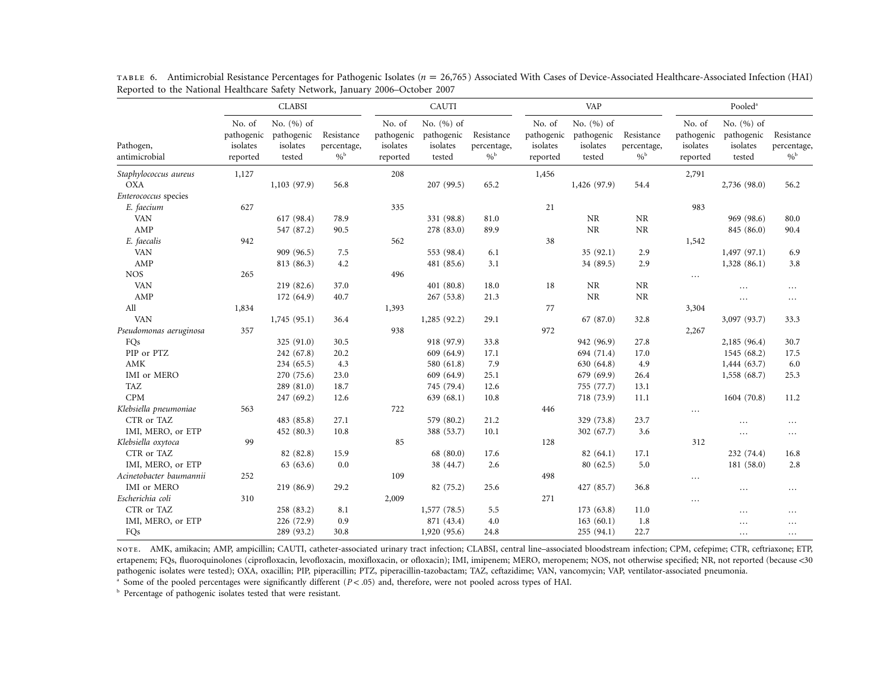TABLE 6. Antimicrobial Resistance Percentages for Pathogenic Isolates ($n = 26{,}765$) Associated With Cases of Device-Associated Healthcare-Associated Infection (HAI) Reported to the National Healthcare Safety Network, January 2006–October 2007

| | CLABSI | | | CAUTI | | | VAP | | | Pooled[a] | | |
|---|---|---|---|---|---|---|---|---|---|---|---|---|
| Pathogen, antimicrobial | No. of pathogenic isolates reported | No. (%) of pathogenic isolates tested | Resistance percentage, %[b] | No. of pathogenic isolates reported | No. (%) of pathogenic isolates tested | Resistance percentage, %[b] | No. of pathogenic isolates reported | No. (%) of pathogenic isolates tested | Resistance percentage, %[b] | No. of pathogenic isolates reported | No. (%) of pathogenic isolates tested | Resistance percentage, %[b] |
| *Staphylococcus aureus* | 1,127 | | | 208 | | | 1,456 | | | 2,791 | | |
| OXA | | 1,103 (97.9) | 56.8 | | 207 (99.5) | 65.2 | | 1,426 (97.9) | 54.4 | | 2,736 (98.0) | 56.2 |
| *Enterococcus* species | | | | | | | | | | | | |
| *E. faecium* | 627 | | | 335 | | | 21 | | | 983 | | |
| VAN | | 617 (98.4) | 78.9 | | 331 (98.8) | 81.0 | | NR | NR | | 969 (98.6) | 80.0 |
| AMP | | 547 (87.2) | 90.5 | | 278 (83.0) | 89.9 | | NR | NR | | 845 (86.0) | 90.4 |
| *E. faecalis* | 942 | | | 562 | | | 38 | | | 1,542 | | |
| VAN | | 909 (96.5) | 7.5 | | 553 (98.4) | 6.1 | | 35 (92.1) | 2.9 | | 1,497 (97.1) | 6.9 |
| AMP | | 813 (86.3) | 4.2 | | 481 (85.6) | 3.1 | | 34 (89.5) | 2.9 | | 1,328 (86.1) | 3.8 |
| NOS | 265 | | | 496 | | | | | | ... | | |
| VAN | | 219 (82.6) | 37.0 | | 401 (80.8) | 18.0 | 18 | NR | NR | | ... | ... |
| AMP | | 172 (64.9) | 40.7 | | 267 (53.8) | 21.3 | | NR | NR | | ... | ... |
| All | 1,834 | | | 1,393 | | | 77 | | | 3,304 | | |
| VAN | | 1,745 (95.1) | 36.4 | | 1,285 (92.2) | 29.1 | | 67 (87.0) | 32.8 | | 3,097 (93.7) | 33.3 |
| *Pseudomonas aeruginosa* | 357 | | | 938 | | | 972 | | | 2,267 | | |
| FQs | | 325 (91.0) | 30.5 | | 918 (97.9) | 33.8 | | 942 (96.9) | 27.8 | | 2,185 (96.4) | 30.7 |
| PIP or PTZ | | 242 (67.8) | 20.2 | | 609 (64.9) | 17.1 | | 694 (71.4) | 17.0 | | 1545 (68.2) | 17.5 |
| AMK | | 234 (65.5) | 4.3 | | 580 (61.8) | 7.9 | | 630 (64.8) | 4.9 | | 1,444 (63.7) | 6.0 |
| IMI or MERO | | 270 (75.6) | 23.0 | | 609 (64.9) | 25.1 | | 679 (69.9) | 26.4 | | 1,558 (68.7) | 25.3 |
| TAZ | | 289 (81.0) | 18.7 | | 745 (79.4) | 12.6 | | 755 (77.7) | 13.1 | | | |
| CPM | | 247 (69.2) | 12.6 | | 639 (68.1) | 10.8 | | 718 (73.9) | 11.1 | | 1604 (70.8) | 11.2 |
| *Klebsiella pneumoniae* | 563 | | | 722 | | | 446 | | | ... | | |
| CTR or TAZ | | 483 (85.8) | 27.1 | | 579 (80.2) | 21.2 | | 329 (73.8) | 23.7 | | ... | ... |
| IMI, MERO, or ETP | | 452 (80.3) | 10.8 | | 388 (53.7) | 10.1 | | 302 (67.7) | 3.6 | | ... | ... |
| *Klebsiella oxytoca* | 99 | | | 85 | | | 128 | | | 312 | | |
| CTR or TAZ | | 82 (82.8) | 15.9 | | 68 (80.0) | 17.6 | | 82 (64.1) | 17.1 | | 232 (74.4) | 16.8 |
| IMI, MERO, or ETP | | 63 (63.6) | 0.0 | | 38 (44.7) | 2.6 | | 80 (62.5) | 5.0 | | 181 (58.0) | 2.8 |
| *Acinetobacter baumannii* | 252 | | | 109 | | | 498 | | | ... | | |
| IMI or MERO | | 219 (86.9) | 29.2 | | 82 (75.2) | 25.6 | | 427 (85.7) | 36.8 | | ... | ... |
| *Escherichia coli* | 310 | | | 2,009 | | | 271 | | | ... | | |
| CTR or TAZ | | 258 (83.2) | 8.1 | | 1,577 (78.5) | 5.5 | | 173 (63.8) | 11.0 | | ... | ... |
| IMI, MERO, or ETP | | 226 (72.9) | 0.9 | | 871 (43.4) | 4.0 | | 163 (60.1) | 1.8 | | ... | ... |
| FQs | | 289 (93.2) | 30.8 | | 1,920 (95.6) | 24.8 | | 255 (94.1) | 22.7 | | ... | ... |

NOTE. AMK, amikacin; AMP, ampicillin; CAUTI, catheter-associated urinary tract infection; CLABSI, central line–associated bloodstream infection; CPM, cefepime; CTR, ceftriaxone; ETP, ertapenem; FQs, fluoroquinolones (ciprofloxacin, levofloxacin, moxifloxacin, or ofloxacin); IMI, imipenem; MERO, meropenem; NOS, not otherwise specified; NR, not reported (because <30 pathogenic isolates were tested); OXA, oxacillin; PIP, piperacillin; PTZ, piperacillin-tazobactam; TAZ, ceftazidime; VAN, vancomycin; VAP, ventilator-associated pneumonia.

[a] Some of the pooled percentages were significantly different ($P < .05$) and, therefore, were not pooled across types of HAI.

[b] Percentage of pathogenic isolates tested that were resistant.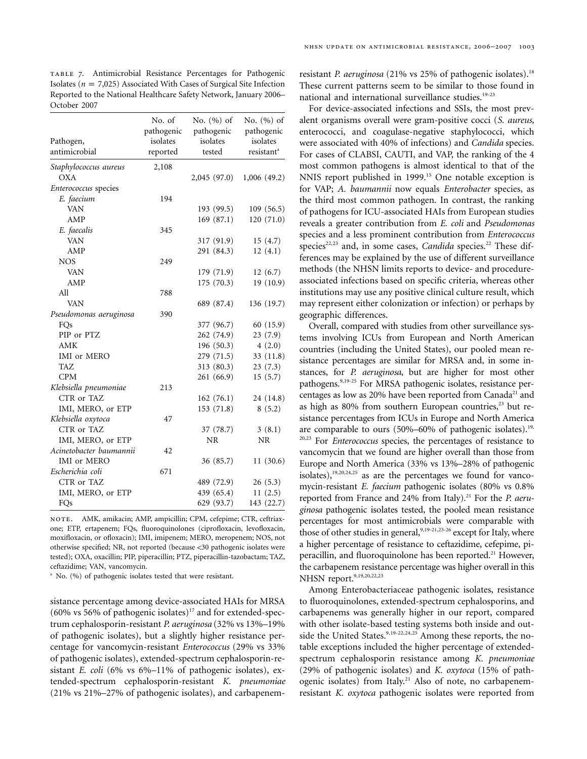TABLE 7. Antimicrobial Resistance Percentages for Pathogenic Isolates ($n = 7,025$) Associated With Cases of Surgical Site Infection Reported to the National Healthcare Safety Network, January 2006–October 2007

| Pathogen, antimicrobial | No. of pathogenic isolates reported | No. (%) of pathogenic isolates tested | No. (%) of pathogenic isolates resistant[a] |
|---|---|---|---|
| *Staphylococcus aureus* | 2,108 | | |
| OXA | | 2,045 (97.0) | 1,006 (49.2) |
| *Enterococcus* species | | | |
| *E. faecium* | 194 | | |
| VAN | | 193 (99.5) | 109 (56.5) |
| AMP | | 169 (87.1) | 120 (71.0) |
| *E. faecalis* | 345 | | |
| VAN | | 317 (91.9) | 15 (4.7) |
| AMP | | 291 (84.3) | 12 (4.1) |
| NOS | 249 | | |
| VAN | | 179 (71.9) | 12 (6.7) |
| AMP | | 175 (70.3) | 19 (10.9) |
| All | 788 | | |
| VAN | | 689 (87.4) | 136 (19.7) |
| *Pseudomonas aeruginosa* | 390 | | |
| FQs | | 377 (96.7) | 60 (15.9) |
| PIP or PTZ | | 262 (74.9) | 23 (7.9) |
| AMK | | 196 (50.3) | 4 (2.0) |
| IMI or MERO | | 279 (71.5) | 33 (11.8) |
| TAZ | | 313 (80.3) | 23 (7.3) |
| CPM | | 261 (66.9) | 15 (5.7) |
| *Klebsiella pneumoniae* | 213 | | |
| CTR or TAZ | | 162 (76.1) | 24 (14.8) |
| IMI, MERO, or ETP | | 153 (71.8) | 8 (5.2) |
| *Klebsiella oxytoca* | 47 | | |
| CTR or TAZ | | 37 (78.7) | 3 (8.1) |
| IMI, MERO, or ETP | | NR | NR |
| *Acinetobacter baumannii* | 42 | | |
| IMI or MERO | | 36 (85.7) | 11 (30.6) |
| *Escherichia coli* | 671 | | |
| CTR or TAZ | | 489 (72.9) | 26 (5.3) |
| IMI, MERO, or ETP | | 439 (65.4) | 11 (2.5) |
| FQs | | 629 (93.7) | 143 (22.7) |

NOTE. AMK, amikacin; AMP, ampicillin; CPM, cefepime; CTR, ceftriaxone; ETP, ertapenem; FQs, fluoroquinolones (ciprofloxacin, levofloxacin, moxifloxacin, or ofloxacin); IMI, imipenem; MERO, meropenem; NOS, not otherwise specified; NR, not reported (because <30 pathogenic isolates were tested); OXA, oxacillin; PIP, piperacillin; PTZ, piperacillin-tazobactam; TAZ, ceftazidime; VAN, vancomycin.

[a] No. (%) of pathogenic isolates tested that were resistant.

sistance percentage among device-associated HAIs for MRSA (60% vs 56% of pathogenic isolates)[17] and for extended-spectrum cephalosporin-resistant *P. aeruginosa* (32% vs 13%–19% of pathogenic isolates), but a slightly higher resistance percentage for vancomycin-resistant *Enterococcus* (29% vs 33% of pathogenic isolates), extended-spectrum cephalosporin-resistant *E. coli* (6% vs 6%–11% of pathogenic isolates), extended-spectrum cephalosporin-resistant *K. pneumoniae* (21% vs 21%–27% of pathogenic isolates), and carbapenem-resistant *P. aeruginosa* (21% vs 25% of pathogenic isolates).[18] These current patterns seem to be similar to those found in national and international surveillance studies.[19-23]

For device-associated infections and SSIs, the most prevalent organisms overall were gram-positive cocci (*S. aureus*, enterococci, and coagulase-negative staphylococci, which were associated with 40% of infections) and *Candida* species. For cases of CLABSI, CAUTI, and VAP, the ranking of the 4 most common pathogens is almost identical to that of the NNIS report published in 1999.[15] One notable exception is for VAP; *A. baumannii* now equals *Enterobacter* species, as the third most common pathogen. In contrast, the ranking of pathogens for ICU-associated HAIs from European studies reveals a greater contribution from *E. coli* and *Pseudomonas* species and a less prominent contribution from *Enterococcus* species[22,23] and, in some cases, *Candida* species.[22] These differences may be explained by the use of different surveillance methods (the NHSN limits reports to device- and procedure-associated infections based on specific criteria, whereas other institutions may use any positive clinical culture result, which may represent either colonization or infection) or perhaps by geographic differences.

Overall, compared with studies from other surveillance systems involving ICUs from European and North American countries (including the United States), our pooled mean resistance percentages are similar for MRSA and, in some instances, for *P. aeruginosa*, but are higher for most other pathogens.[9,19-25] For MRSA pathogenic isolates, resistance percentages as low as 20% have been reported from Canada[21] and as high as 80% from southern European countries,[23] but resistance percentages from ICUs in Europe and North America are comparable to ours (50%–60% of pathogenic isolates).[19,20,23] For *Enterococcus* species, the percentages of resistance to vancomycin that we found are higher overall than those from Europe and North America (33% vs 13%–28% of pathogenic isolates),[19,20,24,25] as are the percentages we found for vancomycin-resistant *E. faecium* pathogenic isolates (80% vs 0.8% reported from France and 24% from Italy).[21] For the *P. aeruginosa* pathogenic isolates tested, the pooled mean resistance percentages for most antimicrobials were comparable with those of other studies in general,[9,19-21,23-26] except for Italy, where a higher percentage of resistance to ceftazidime, cefepime, piperacillin, and fluoroquinolone has been reported.[21] However, the carbapenem resistance percentage was higher overall in this NHSN report.[9,19,20,22,23]

Among Enterobacteriaceae pathogenic isolates, resistance to fluoroquinolones, extended-spectrum cephalosporins, and carbapenems was generally higher in our report, compared with other isolate-based testing systems both inside and outside the United States.[9,19-22,24,25] Among these reports, the notable exceptions included the higher percentage of extended-spectrum cephalosporin resistance among *K. pneumoniae* (29% of pathogenic isolates) and *K. oxytoca* (15% of pathogenic isolates) from Italy.[21] Also of note, no carbapenem-resistant *K. oxytoca* pathogenic isolates were reported from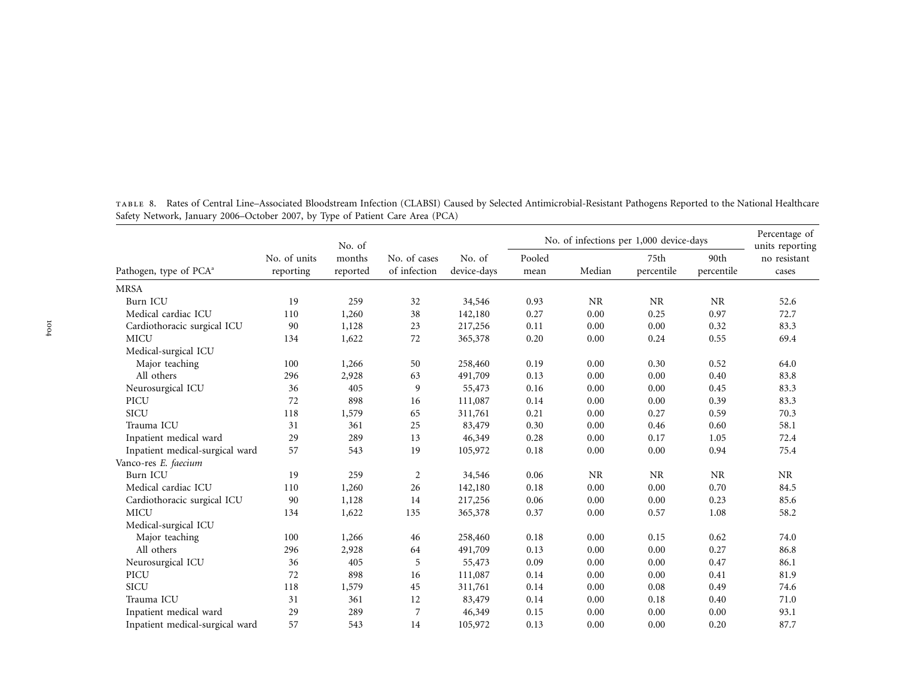TABLE 8. Rates of Central Line–Associated Bloodstream Infection (CLABSI) Caused by Selected Antimicrobial-Resistant Pathogens Reported to the National Healthcare Safety Network, January 2006–October 2007, by Type of Patient Care Area (PCA)

| Pathogen, type of PCA[a] | No. of units reporting | No. of months reported | No. of cases of infection | No. of device-days | No. of infections per 1,000 device-days | | | | Percentage of units reporting no resistant cases |
|---|---|---|---|---|---|---|---|---|---|
| | | | | | Pooled mean | Median | 75th percentile | 90th percentile | |
| MRSA | | | | | | | | | |
| Burn ICU | 19 | 259 | 32 | 34,546 | 0.93 | NR | NR | NR | 52.6 |
| Medical cardiac ICU | 110 | 1,260 | 38 | 142,180 | 0.27 | 0.00 | 0.25 | 0.97 | 72.7 |
| Cardiothoracic surgical ICU | 90 | 1,128 | 23 | 217,256 | 0.11 | 0.00 | 0.00 | 0.32 | 83.3 |
| MICU | 134 | 1,622 | 72 | 365,378 | 0.20 | 0.00 | 0.24 | 0.55 | 69.4 |
| Medical-surgical ICU | | | | | | | | | |
| Major teaching | 100 | 1,266 | 50 | 258,460 | 0.19 | 0.00 | 0.30 | 0.52 | 64.0 |
| All others | 296 | 2,928 | 63 | 491,709 | 0.13 | 0.00 | 0.00 | 0.40 | 83.8 |
| Neurosurgical ICU | 36 | 405 | 9 | 55,473 | 0.16 | 0.00 | 0.00 | 0.45 | 83.3 |
| PICU | 72 | 898 | 16 | 111,087 | 0.14 | 0.00 | 0.00 | 0.39 | 83.3 |
| SICU | 118 | 1,579 | 65 | 311,761 | 0.21 | 0.00 | 0.27 | 0.59 | 70.3 |
| Trauma ICU | 31 | 361 | 25 | 83,479 | 0.30 | 0.00 | 0.46 | 0.60 | 58.1 |
| Inpatient medical ward | 29 | 289 | 13 | 46,349 | 0.28 | 0.00 | 0.17 | 1.05 | 72.4 |
| Inpatient medical-surgical ward | 57 | 543 | 19 | 105,972 | 0.18 | 0.00 | 0.00 | 0.94 | 75.4 |
| Vanco-res *E. faecium* | | | | | | | | | |
| Burn ICU | 19 | 259 | 2 | 34,546 | 0.06 | NR | NR | NR | NR |
| Medical cardiac ICU | 110 | 1,260 | 26 | 142,180 | 0.18 | 0.00 | 0.00 | 0.70 | 84.5 |
| Cardiothoracic surgical ICU | 90 | 1,128 | 14 | 217,256 | 0.06 | 0.00 | 0.00 | 0.23 | 85.6 |
| MICU | 134 | 1,622 | 135 | 365,378 | 0.37 | 0.00 | 0.57 | 1.08 | 58.2 |
| Medical-surgical ICU | | | | | | | | | |
| Major teaching | 100 | 1,266 | 46 | 258,460 | 0.18 | 0.00 | 0.15 | 0.62 | 74.0 |
| All others | 296 | 2,928 | 64 | 491,709 | 0.13 | 0.00 | 0.00 | 0.27 | 86.8 |
| Neurosurgical ICU | 36 | 405 | 5 | 55,473 | 0.09 | 0.00 | 0.00 | 0.47 | 86.1 |
| PICU | 72 | 898 | 16 | 111,087 | 0.14 | 0.00 | 0.00 | 0.41 | 81.9 |
| SICU | 118 | 1,579 | 45 | 311,761 | 0.14 | 0.00 | 0.08 | 0.49 | 74.6 |
| Trauma ICU | 31 | 361 | 12 | 83,479 | 0.14 | 0.00 | 0.18 | 0.40 | 71.0 |
| Inpatient medical ward | 29 | 289 | 7 | 46,349 | 0.15 | 0.00 | 0.00 | 0.00 | 93.1 |
| Inpatient medical-surgical ward | 57 | 543 | 14 | 105,972 | 0.13 | 0.00 | 0.00 | 0.20 | 87.7 |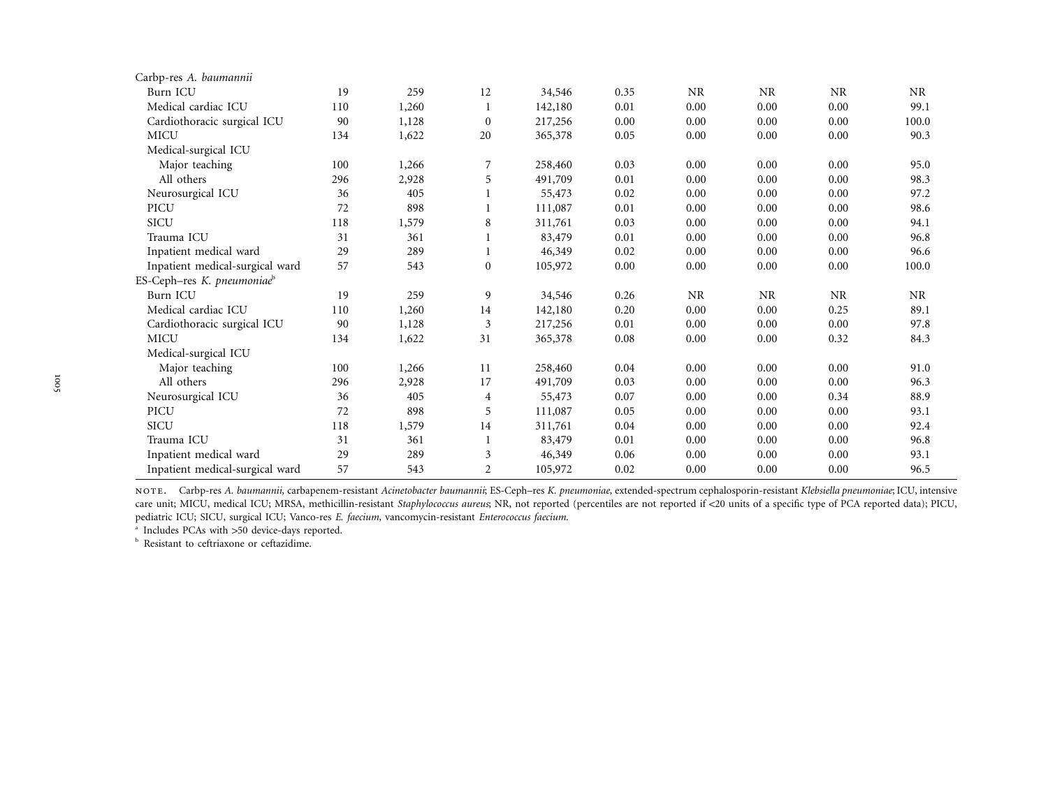| | | | | | | | | | |
|---|---|---|---|---|---|---|---|---|---|
| Carbp-res *A. baumannii* | | | | | | | | | |
| Burn ICU | 19 | 259 | 12 | 34,546 | 0.35 | NR | NR | NR | NR |
| Medical cardiac ICU | 110 | 1,260 | 1 | 142,180 | 0.01 | 0.00 | 0.00 | 0.00 | 99.1 |
| Cardiothoracic surgical ICU | 90 | 1,128 | 0 | 217,256 | 0.00 | 0.00 | 0.00 | 0.00 | 100.0 |
| MICU | 134 | 1,622 | 20 | 365,378 | 0.05 | 0.00 | 0.00 | 0.00 | 90.3 |
| Medical-surgical ICU | | | | | | | | | |
| Major teaching | 100 | 1,266 | 7 | 258,460 | 0.03 | 0.00 | 0.00 | 0.00 | 95.0 |
| All others | 296 | 2,928 | 5 | 491,709 | 0.01 | 0.00 | 0.00 | 0.00 | 98.3 |
| Neurosurgical ICU | 36 | 405 | 1 | 55,473 | 0.02 | 0.00 | 0.00 | 0.00 | 97.2 |
| PICU | 72 | 898 | 1 | 111,087 | 0.01 | 0.00 | 0.00 | 0.00 | 98.6 |
| SICU | 118 | 1,579 | 8 | 311,761 | 0.03 | 0.00 | 0.00 | 0.00 | 94.1 |
| Trauma ICU | 31 | 361 | 1 | 83,479 | 0.01 | 0.00 | 0.00 | 0.00 | 96.8 |
| Inpatient medical ward | 29 | 289 | 1 | 46,349 | 0.02 | 0.00 | 0.00 | 0.00 | 96.6 |
| Inpatient medical-surgical ward | 57 | 543 | 0 | 105,972 | 0.00 | 0.00 | 0.00 | 0.00 | 100.0 |
| ES-Ceph–res *K. pneumoniae*[b] | | | | | | | | | |
| Burn ICU | 19 | 259 | 9 | 34,546 | 0.26 | NR | NR | NR | NR |
| Medical cardiac ICU | 110 | 1,260 | 14 | 142,180 | 0.20 | 0.00 | 0.00 | 0.25 | 89.1 |
| Cardiothoracic surgical ICU | 90 | 1,128 | 3 | 217,256 | 0.01 | 0.00 | 0.00 | 0.00 | 97.8 |
| MICU | 134 | 1,622 | 31 | 365,378 | 0.08 | 0.00 | 0.00 | 0.32 | 84.3 |
| Medical-surgical ICU | | | | | | | | | |
| Major teaching | 100 | 1,266 | 11 | 258,460 | 0.04 | 0.00 | 0.00 | 0.00 | 91.0 |
| All others | 296 | 2,928 | 17 | 491,709 | 0.03 | 0.00 | 0.00 | 0.00 | 96.3 |
| Neurosurgical ICU | 36 | 405 | 4 | 55,473 | 0.07 | 0.00 | 0.00 | 0.34 | 88.9 |
| PICU | 72 | 898 | 5 | 111,087 | 0.05 | 0.00 | 0.00 | 0.00 | 93.1 |
| SICU | 118 | 1,579 | 14 | 311,761 | 0.04 | 0.00 | 0.00 | 0.00 | 92.4 |
| Trauma ICU | 31 | 361 | 1 | 83,479 | 0.01 | 0.00 | 0.00 | 0.00 | 96.8 |
| Inpatient medical ward | 29 | 289 | 3 | 46,349 | 0.06 | 0.00 | 0.00 | 0.00 | 93.1 |
| Inpatient medical-surgical ward | 57 | 543 | 2 | 105,972 | 0.02 | 0.00 | 0.00 | 0.00 | 96.5 |

NOTE. Carbp-res *A. baumannii*, carbapenem-resistant *Acinetobacter baumannii*; ES-Ceph–res *K. pneumoniae*, extended-spectrum cephalosporin-resistant *Klebsiella pneumoniae*; ICU, intensive care unit; MICU, medical ICU; MRSA, methicillin-resistant *Staphylococcus aureus*; NR, not reported (percentiles are not reported if <20 units of a specific type of PCA reported data); PICU, pediatric ICU; SICU, surgical ICU; Vanco-res *E. faecium*, vancomycin-resistant *Enterococcus faecium*.

[a] Includes PCAs with >50 device-days reported.

[b] Resistant to ceftriaxone or ceftazidime.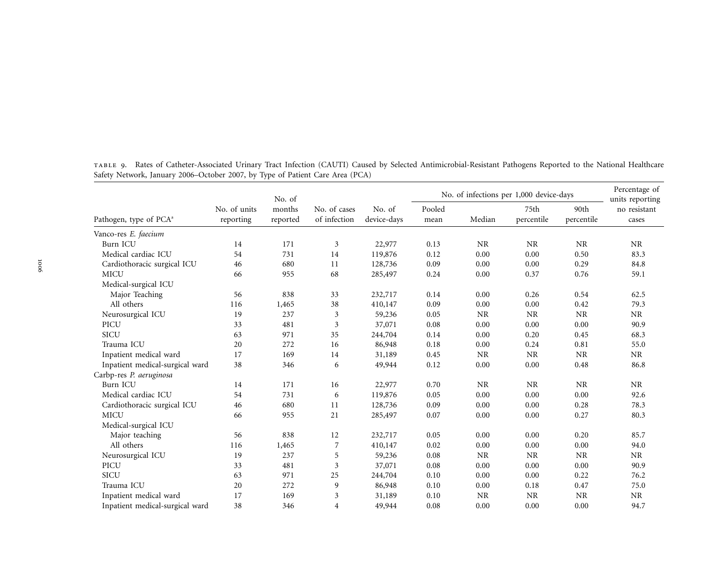TABLE 9. Rates of Catheter-Associated Urinary Tract Infection (CAUTI) Caused by Selected Antimicrobial-Resistant Pathogens Reported to the National Healthcare Safety Network, January 2006–October 2007, by Type of Patient Care Area (PCA)

| Pathogen, type of PCA[a] | No. of units reporting | No. of months reported | No. of cases of infection | No. of device-days | No. of infections per 1,000 device-days | | | | Percentage of units reporting no resistant cases |
|---|---|---|---|---|---|---|---|---|---|
| | | | | | Pooled mean | Median | 75th percentile | 90th percentile | |
| Vanco-res *E. faecium* | | | | | | | | | |
| Burn ICU | 14 | 171 | 3 | 22,977 | 0.13 | NR | NR | NR | NR |
| Medical cardiac ICU | 54 | 731 | 14 | 119,876 | 0.12 | 0.00 | 0.00 | 0.50 | 83.3 |
| Cardiothoracic surgical ICU | 46 | 680 | 11 | 128,736 | 0.09 | 0.00 | 0.00 | 0.29 | 84.8 |
| MICU | 66 | 955 | 68 | 285,497 | 0.24 | 0.00 | 0.37 | 0.76 | 59.1 |
| Medical-surgical ICU | | | | | | | | | |
| Major Teaching | 56 | 838 | 33 | 232,717 | 0.14 | 0.00 | 0.26 | 0.54 | 62.5 |
| All others | 116 | 1,465 | 38 | 410,147 | 0.09 | 0.00 | 0.00 | 0.42 | 79.3 |
| Neurosurgical ICU | 19 | 237 | 3 | 59,236 | 0.05 | NR | NR | NR | NR |
| PICU | 33 | 481 | 3 | 37,071 | 0.08 | 0.00 | 0.00 | 0.00 | 90.9 |
| SICU | 63 | 971 | 35 | 244,704 | 0.14 | 0.00 | 0.20 | 0.45 | 68.3 |
| Trauma ICU | 20 | 272 | 16 | 86,948 | 0.18 | 0.00 | 0.24 | 0.81 | 55.0 |
| Inpatient medical ward | 17 | 169 | 14 | 31,189 | 0.45 | NR | NR | NR | NR |
| Inpatient medical-surgical ward | 38 | 346 | 6 | 49,944 | 0.12 | 0.00 | 0.00 | 0.48 | 86.8 |
| Carbp-res *P. aeruginosa* | | | | | | | | | |
| Burn ICU | 14 | 171 | 16 | 22,977 | 0.70 | NR | NR | NR | NR |
| Medical cardiac ICU | 54 | 731 | 6 | 119,876 | 0.05 | 0.00 | 0.00 | 0.00 | 92.6 |
| Cardiothoracic surgical ICU | 46 | 680 | 11 | 128,736 | 0.09 | 0.00 | 0.00 | 0.28 | 78.3 |
| MICU | 66 | 955 | 21 | 285,497 | 0.07 | 0.00 | 0.00 | 0.27 | 80.3 |
| Medical-surgical ICU | | | | | | | | | |
| Major teaching | 56 | 838 | 12 | 232,717 | 0.05 | 0.00 | 0.00 | 0.20 | 85.7 |
| All others | 116 | 1,465 | 7 | 410,147 | 0.02 | 0.00 | 0.00 | 0.00 | 94.0 |
| Neurosurgical ICU | 19 | 237 | 5 | 59,236 | 0.08 | NR | NR | NR | NR |
| PICU | 33 | 481 | 3 | 37,071 | 0.08 | 0.00 | 0.00 | 0.00 | 90.9 |
| SICU | 63 | 971 | 25 | 244,704 | 0.10 | 0.00 | 0.00 | 0.22 | 76.2 |
| Trauma ICU | 20 | 272 | 9 | 86,948 | 0.10 | 0.00 | 0.18 | 0.47 | 75.0 |
| Inpatient medical ward | 17 | 169 | 3 | 31,189 | 0.10 | NR | NR | NR | NR |
| Inpatient medical-surgical ward | 38 | 346 | 4 | 49,944 | 0.08 | 0.00 | 0.00 | 0.00 | 94.7 |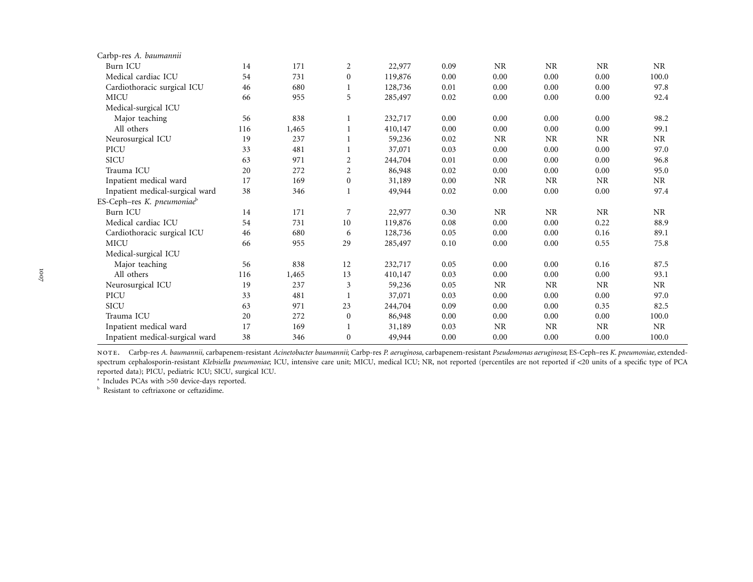| | | | | | | | | | |
|---|---|---|---|---|---|---|---|---|---|
| Carbp-res *A. baumannii* | | | | | | | | | |
| Burn ICU | 14 | 171 | 2 | 22,977 | 0.09 | NR | NR | NR | NR |
| Medical cardiac ICU | 54 | 731 | 0 | 119,876 | 0.00 | 0.00 | 0.00 | 0.00 | 100.0 |
| Cardiothoracic surgical ICU | 46 | 680 | 1 | 128,736 | 0.01 | 0.00 | 0.00 | 0.00 | 97.8 |
| MICU | 66 | 955 | 5 | 285,497 | 0.02 | 0.00 | 0.00 | 0.00 | 92.4 |
| Medical-surgical ICU | | | | | | | | | |
| Major teaching | 56 | 838 | 1 | 232,717 | 0.00 | 0.00 | 0.00 | 0.00 | 98.2 |
| All others | 116 | 1,465 | 1 | 410,147 | 0.00 | 0.00 | 0.00 | 0.00 | 99.1 |
| Neurosurgical ICU | 19 | 237 | 1 | 59,236 | 0.02 | NR | NR | NR | NR |
| PICU | 33 | 481 | 1 | 37,071 | 0.03 | 0.00 | 0.00 | 0.00 | 97.0 |
| SICU | 63 | 971 | 2 | 244,704 | 0.01 | 0.00 | 0.00 | 0.00 | 96.8 |
| Trauma ICU | 20 | 272 | 2 | 86,948 | 0.02 | 0.00 | 0.00 | 0.00 | 95.0 |
| Inpatient medical ward | 17 | 169 | 0 | 31,189 | 0.00 | NR | NR | NR | NR |
| Inpatient medical-surgical ward | 38 | 346 | 1 | 49,944 | 0.02 | 0.00 | 0.00 | 0.00 | 97.4 |
| ES-Ceph–res *K. pneumoniae*[b] | | | | | | | | | |
| Burn ICU | 14 | 171 | 7 | 22,977 | 0.30 | NR | NR | NR | NR |
| Medical cardiac ICU | 54 | 731 | 10 | 119,876 | 0.08 | 0.00 | 0.00 | 0.22 | 88.9 |
| Cardiothoracic surgical ICU | 46 | 680 | 6 | 128,736 | 0.05 | 0.00 | 0.00 | 0.16 | 89.1 |
| MICU | 66 | 955 | 29 | 285,497 | 0.10 | 0.00 | 0.00 | 0.55 | 75.8 |
| Medical-surgical ICU | | | | | | | | | |
| Major teaching | 56 | 838 | 12 | 232,717 | 0.05 | 0.00 | 0.00 | 0.16 | 87.5 |
| All others | 116 | 1,465 | 13 | 410,147 | 0.03 | 0.00 | 0.00 | 0.00 | 93.1 |
| Neurosurgical ICU | 19 | 237 | 3 | 59,236 | 0.05 | NR | NR | NR | NR |
| PICU | 33 | 481 | 1 | 37,071 | 0.03 | 0.00 | 0.00 | 0.00 | 97.0 |
| SICU | 63 | 971 | 23 | 244,704 | 0.09 | 0.00 | 0.00 | 0.35 | 82.5 |
| Trauma ICU | 20 | 272 | 0 | 86,948 | 0.00 | 0.00 | 0.00 | 0.00 | 100.0 |
| Inpatient medical ward | 17 | 169 | 1 | 31,189 | 0.03 | NR | NR | NR | NR |
| Inpatient medical-surgical ward | 38 | 346 | 0 | 49,944 | 0.00 | 0.00 | 0.00 | 0.00 | 100.0 |

NOTE. Carbp-res *A. baumannii*, carbapenem-resistant *Acinetobacter baumannii*; Carbp-res *P. aeruginosa*, carbapenem-resistant *Pseudomonas aeruginosa*; ES-Ceph–res *K. pneumoniae*, extended-spectrum cephalosporin-resistant *Klebsiella pneumoniae*; ICU, intensive care unit; MICU, medical ICU; NR, not reported (percentiles are not reported if <20 units of a specific type of PCA reported data); PICU, pediatric ICU; SICU, surgical ICU.

[a] Includes PCAs with >50 device-days reported.

[b] Resistant to ceftriaxone or ceftazidime.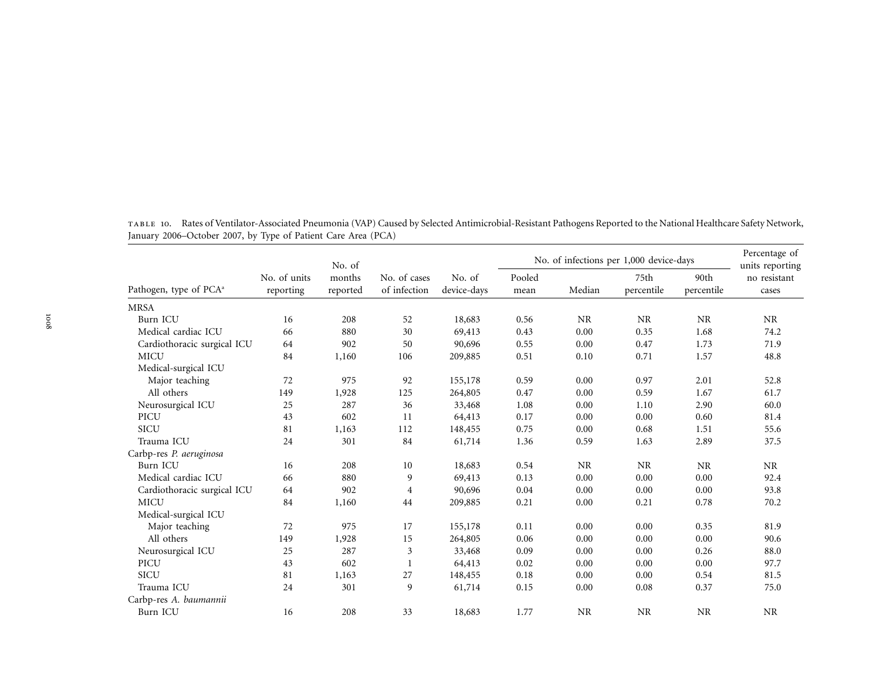TABLE 10. Rates of Ventilator-Associated Pneumonia (VAP) Caused by Selected Antimicrobial-Resistant Pathogens Reported to the National Healthcare Safety Network, January 2006–October 2007, by Type of Patient Care Area (PCA)

| Pathogen, type of PCA[a] | No. of units reporting | No. of months reported | No. of cases of infection | No. of device-days | No. of infections per 1,000 device-days | | | | Percentage of units reporting no resistant cases |
|---|---|---|---|---|---|---|---|---|---|
| | | | | | Pooled mean | Median | 75th percentile | 90th percentile | |
| MRSA | | | | | | | | | |
| Burn ICU | 16 | 208 | 52 | 18,683 | 0.56 | NR | NR | NR | NR |
| Medical cardiac ICU | 66 | 880 | 30 | 69,413 | 0.43 | 0.00 | 0.35 | 1.68 | 74.2 |
| Cardiothoracic surgical ICU | 64 | 902 | 50 | 90,696 | 0.55 | 0.00 | 0.47 | 1.73 | 71.9 |
| MICU | 84 | 1,160 | 106 | 209,885 | 0.51 | 0.10 | 0.71 | 1.57 | 48.8 |
| Medical-surgical ICU | | | | | | | | | |
| Major teaching | 72 | 975 | 92 | 155,178 | 0.59 | 0.00 | 0.97 | 2.01 | 52.8 |
| All others | 149 | 1,928 | 125 | 264,805 | 0.47 | 0.00 | 0.59 | 1.67 | 61.7 |
| Neurosurgical ICU | 25 | 287 | 36 | 33,468 | 1.08 | 0.00 | 1.10 | 2.90 | 60.0 |
| PICU | 43 | 602 | 11 | 64,413 | 0.17 | 0.00 | 0.00 | 0.60 | 81.4 |
| SICU | 81 | 1,163 | 112 | 148,455 | 0.75 | 0.00 | 0.68 | 1.51 | 55.6 |
| Trauma ICU | 24 | 301 | 84 | 61,714 | 1.36 | 0.59 | 1.63 | 2.89 | 37.5 |
| Carbp-res *P. aeruginosa* | | | | | | | | | |
| Burn ICU | 16 | 208 | 10 | 18,683 | 0.54 | NR | NR | NR | NR |
| Medical cardiac ICU | 66 | 880 | 9 | 69,413 | 0.13 | 0.00 | 0.00 | 0.00 | 92.4 |
| Cardiothoracic surgical ICU | 64 | 902 | 4 | 90,696 | 0.04 | 0.00 | 0.00 | 0.00 | 93.8 |
| MICU | 84 | 1,160 | 44 | 209,885 | 0.21 | 0.00 | 0.21 | 0.78 | 70.2 |
| Medical-surgical ICU | | | | | | | | | |
| Major teaching | 72 | 975 | 17 | 155,178 | 0.11 | 0.00 | 0.00 | 0.35 | 81.9 |
| All others | 149 | 1,928 | 15 | 264,805 | 0.06 | 0.00 | 0.00 | 0.00 | 90.6 |
| Neurosurgical ICU | 25 | 287 | 3 | 33,468 | 0.09 | 0.00 | 0.00 | 0.26 | 88.0 |
| PICU | 43 | 602 | 1 | 64,413 | 0.02 | 0.00 | 0.00 | 0.00 | 97.7 |
| SICU | 81 | 1,163 | 27 | 148,455 | 0.18 | 0.00 | 0.00 | 0.54 | 81.5 |
| Trauma ICU | 24 | 301 | 9 | 61,714 | 0.15 | 0.00 | 0.08 | 0.37 | 75.0 |
| Carbp-res *A. baumannii* | | | | | | | | | |
| Burn ICU | 16 | 208 | 33 | 18,683 | 1.77 | NR | NR | NR | NR |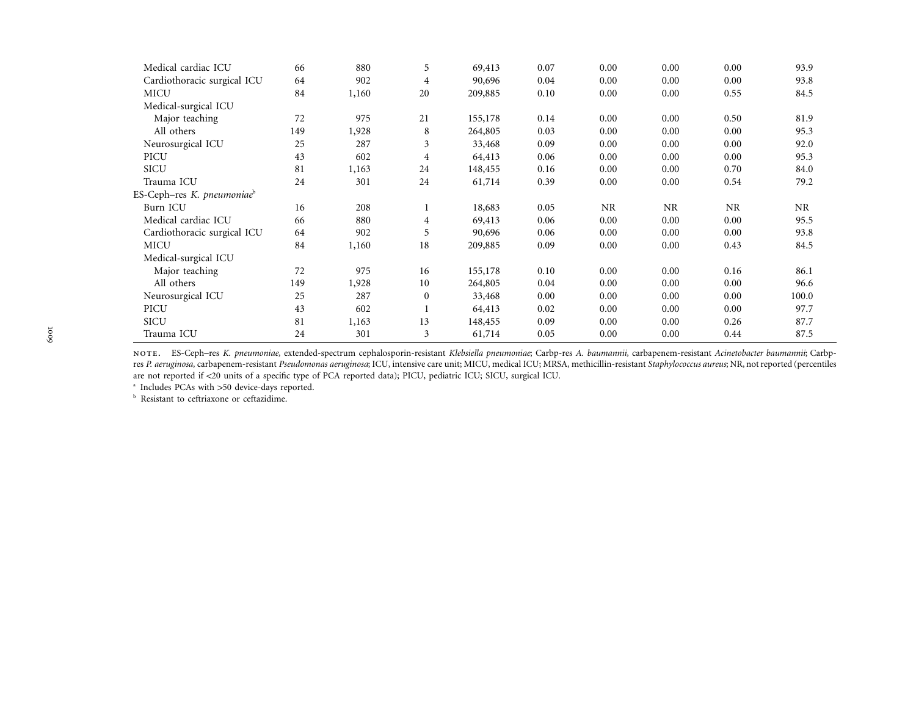| | | | | | | | | | |
|---|---|---|---|---|---|---|---|---|---|
| Medical cardiac ICU | 66 | 880 | 5 | 69,413 | 0.07 | 0.00 | 0.00 | 0.00 | 93.9 |
| Cardiothoracic surgical ICU | 64 | 902 | 4 | 90,696 | 0.04 | 0.00 | 0.00 | 0.00 | 93.8 |
| MICU | 84 | 1,160 | 20 | 209,885 | 0.10 | 0.00 | 0.00 | 0.55 | 84.5 |
| Medical-surgical ICU | | | | | | | | | |
| Major teaching | 72 | 975 | 21 | 155,178 | 0.14 | 0.00 | 0.00 | 0.50 | 81.9 |
| All others | 149 | 1,928 | 8 | 264,805 | 0.03 | 0.00 | 0.00 | 0.00 | 95.3 |
| Neurosurgical ICU | 25 | 287 | 3 | 33,468 | 0.09 | 0.00 | 0.00 | 0.00 | 92.0 |
| PICU | 43 | 602 | 4 | 64,413 | 0.06 | 0.00 | 0.00 | 0.00 | 95.3 |
| SICU | 81 | 1,163 | 24 | 148,455 | 0.16 | 0.00 | 0.00 | 0.70 | 84.0 |
| Trauma ICU | 24 | 301 | 24 | 61,714 | 0.39 | 0.00 | 0.00 | 0.54 | 79.2 |
| ES-Ceph–res *K. pneumoniae*[b] | | | | | | | | | |
| Burn ICU | 16 | 208 | 1 | 18,683 | 0.05 | NR | NR | NR | NR |
| Medical cardiac ICU | 66 | 880 | 4 | 69,413 | 0.06 | 0.00 | 0.00 | 0.00 | 95.5 |
| Cardiothoracic surgical ICU | 64 | 902 | 5 | 90,696 | 0.06 | 0.00 | 0.00 | 0.00 | 93.8 |
| MICU | 84 | 1,160 | 18 | 209,885 | 0.09 | 0.00 | 0.00 | 0.43 | 84.5 |
| Medical-surgical ICU | | | | | | | | | |
| Major teaching | 72 | 975 | 16 | 155,178 | 0.10 | 0.00 | 0.00 | 0.16 | 86.1 |
| All others | 149 | 1,928 | 10 | 264,805 | 0.04 | 0.00 | 0.00 | 0.00 | 96.6 |
| Neurosurgical ICU | 25 | 287 | 0 | 33,468 | 0.00 | 0.00 | 0.00 | 0.00 | 100.0 |
| PICU | 43 | 602 | 1 | 64,413 | 0.02 | 0.00 | 0.00 | 0.00 | 97.7 |
| SICU | 81 | 1,163 | 13 | 148,455 | 0.09 | 0.00 | 0.00 | 0.26 | 87.7 |
| Trauma ICU | 24 | 301 | 3 | 61,714 | 0.05 | 0.00 | 0.00 | 0.44 | 87.5 |

NOTE. ES-Ceph–res *K. pneumoniae,* extended-spectrum cephalosporin-resistant *Klebsiella pneumoniae*; Carbp-res *A. baumannii,* carbapenem-resistant *Acinetobacter baumannii*; Carbp-res *P. aeruginosa,* carbapenem-resistant *Pseudomonas aeruginosa*; ICU, intensive care unit; MICU, medical ICU; MRSA, methicillin-resistant *Staphylococcus aureus*; NR, not reported (percentiles are not reported if <20 units of a specific type of PCA reported data); PICU, pediatric ICU; SICU, surgical ICU.

[a] Includes PCAs with >50 device-days reported.

[b] Resistant to ceftriaxone or ceftazidime.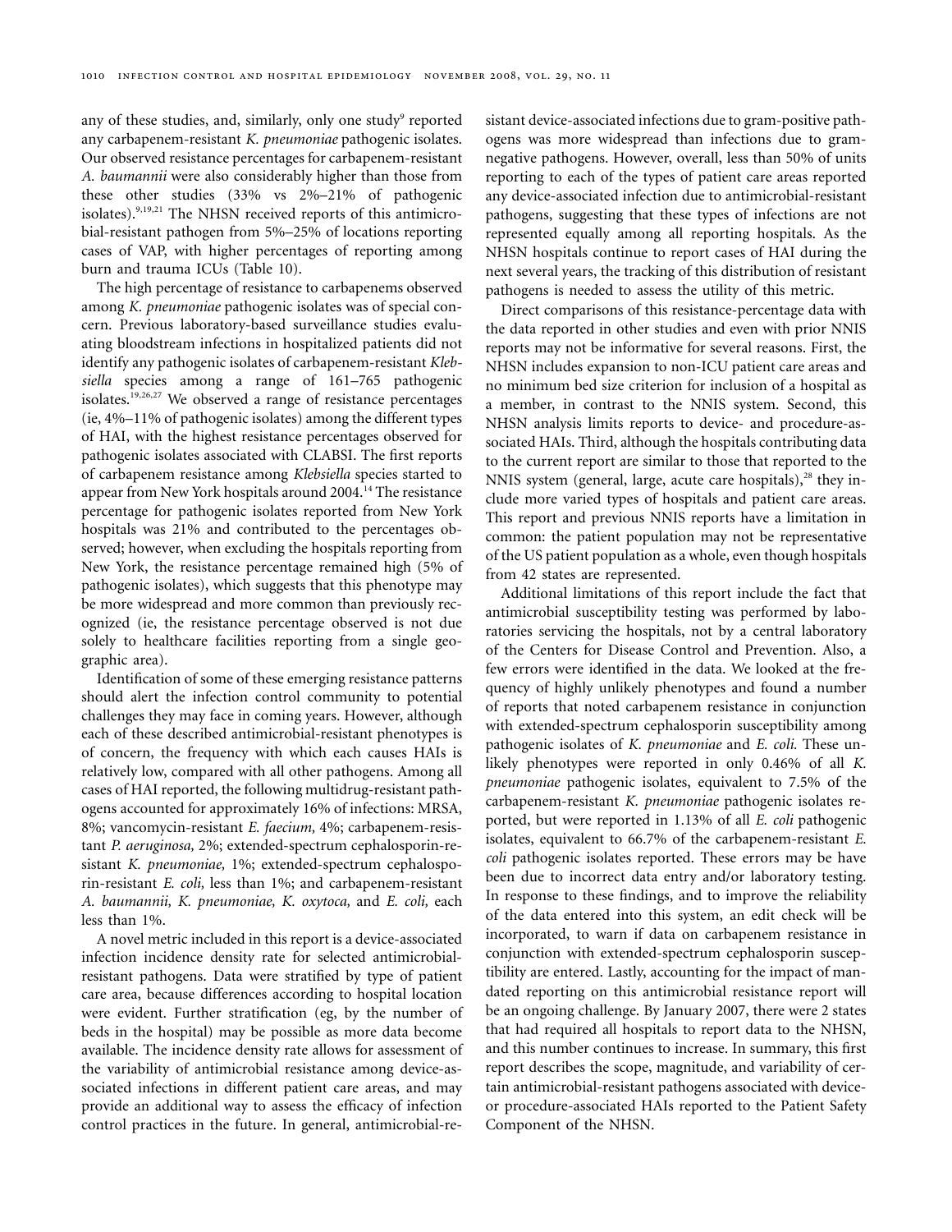any of these studies, and, similarly, only one study[9] reported any carbapenem-resistant *K. pneumoniae* pathogenic isolates. Our observed resistance percentages for carbapenem-resistant *A. baumannii* were also considerably higher than those from these other studies (33% vs 2%–21% of pathogenic isolates).[9,19,21] The NHSN received reports of this antimicrobial-resistant pathogen from 5%–25% of locations reporting cases of VAP, with higher percentages of reporting among burn and trauma ICUs (Table 10).

The high percentage of resistance to carbapenems observed among *K. pneumoniae* pathogenic isolates was of special concern. Previous laboratory-based surveillance studies evaluating bloodstream infections in hospitalized patients did not identify any pathogenic isolates of carbapenem-resistant *Klebsiella* species among a range of 161–765 pathogenic isolates.[19,26,27] We observed a range of resistance percentages (ie, 4%–11% of pathogenic isolates) among the different types of HAI, with the highest resistance percentages observed for pathogenic isolates associated with CLABSI. The first reports of carbapenem resistance among *Klebsiella* species started to appear from New York hospitals around 2004.[14] The resistance percentage for pathogenic isolates reported from New York hospitals was 21% and contributed to the percentages observed; however, when excluding the hospitals reporting from New York, the resistance percentage remained high (5% of pathogenic isolates), which suggests that this phenotype may be more widespread and more common than previously recognized (ie, the resistance percentage observed is not due solely to healthcare facilities reporting from a single geographic area).

Identification of some of these emerging resistance patterns should alert the infection control community to potential challenges they may face in coming years. However, although each of these described antimicrobial-resistant phenotypes is of concern, the frequency with which each causes HAIs is relatively low, compared with all other pathogens. Among all cases of HAI reported, the following multidrug-resistant pathogens accounted for approximately 16% of infections: MRSA, 8%; vancomycin-resistant *E. faecium,* 4%; carbapenem-resistant *P. aeruginosa,* 2%; extended-spectrum cephalosporin-resistant *K. pneumoniae,* 1%; extended-spectrum cephalosporin-resistant *E. coli,* less than 1%; and carbapenem-resistant *A. baumannii, K. pneumoniae, K. oxytoca,* and *E. coli,* each less than 1%.

A novel metric included in this report is a device-associated infection incidence density rate for selected antimicrobial-resistant pathogens. Data were stratified by type of patient care area, because differences according to hospital location were evident. Further stratification (eg, by the number of beds in the hospital) may be possible as more data become available. The incidence density rate allows for assessment of the variability of antimicrobial resistance among device-associated infections in different patient care areas, and may provide an additional way to assess the efficacy of infection control practices in the future. In general, antimicrobial-resistant device-associated infections due to gram-positive pathogens was more widespread than infections due to gram-negative pathogens. However, overall, less than 50% of units reporting to each of the types of patient care areas reported any device-associated infection due to antimicrobial-resistant pathogens, suggesting that these types of infections are not represented equally among all reporting hospitals. As the NHSN hospitals continue to report cases of HAI during the next several years, the tracking of this distribution of resistant pathogens is needed to assess the utility of this metric.

Direct comparisons of this resistance-percentage data with the data reported in other studies and even with prior NNIS reports may not be informative for several reasons. First, the NHSN includes expansion to non-ICU patient care areas and no minimum bed size criterion for inclusion of a hospital as a member, in contrast to the NNIS system. Second, this NHSN analysis limits reports to device- and procedure-associated HAIs. Third, although the hospitals contributing data to the current report are similar to those that reported to the NNIS system (general, large, acute care hospitals),[28] they include more varied types of hospitals and patient care areas. This report and previous NNIS reports have a limitation in common: the patient population may not be representative of the US patient population as a whole, even though hospitals from 42 states are represented.

Additional limitations of this report include the fact that antimicrobial susceptibility testing was performed by laboratories servicing the hospitals, not by a central laboratory of the Centers for Disease Control and Prevention. Also, a few errors were identified in the data. We looked at the frequency of highly unlikely phenotypes and found a number of reports that noted carbapenem resistance in conjunction with extended-spectrum cephalosporin susceptibility among pathogenic isolates of *K. pneumoniae* and *E. coli.* These unlikely phenotypes were reported in only 0.46% of all *K. pneumoniae* pathogenic isolates, equivalent to 7.5% of the carbapenem-resistant *K. pneumoniae* pathogenic isolates reported, but were reported in 1.13% of all *E. coli* pathogenic isolates, equivalent to 66.7% of the carbapenem-resistant *E. coli* pathogenic isolates reported. These errors may be have been due to incorrect data entry and/or laboratory testing. In response to these findings, and to improve the reliability of the data entered into this system, an edit check will be incorporated, to warn if data on carbapenem resistance in conjunction with extended-spectrum cephalosporin susceptibility are entered. Lastly, accounting for the impact of mandated reporting on this antimicrobial resistance report will be an ongoing challenge. By January 2007, there were 2 states that had required all hospitals to report data to the NHSN, and this number continues to increase. In summary, this first report describes the scope, magnitude, and variability of certain antimicrobial-resistant pathogens associated with device- or procedure-associated HAIs reported to the Patient Safety Component of the NHSN.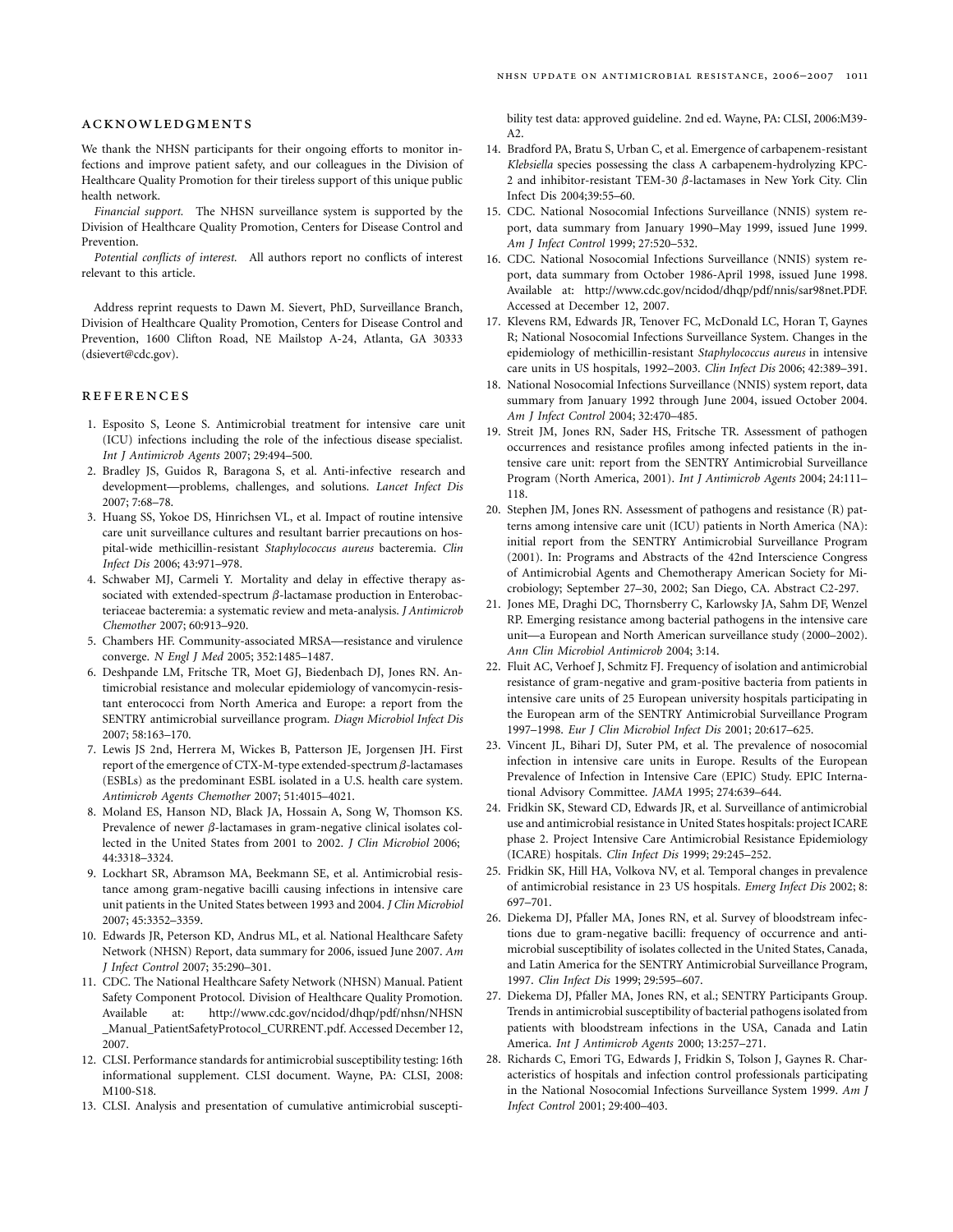## ACKNOWLEDGMENTS

We thank the NHSN participants for their ongoing efforts to monitor infections and improve patient safety, and our colleagues in the Division of Healthcare Quality Promotion for their tireless support of this unique public health network.

*Financial support.* The NHSN surveillance system is supported by the Division of Healthcare Quality Promotion, Centers for Disease Control and Prevention.

*Potential conflicts of interest.* All authors report no conflicts of interest relevant to this article.

Address reprint requests to Dawn M. Sievert, PhD, Surveillance Branch, Division of Healthcare Quality Promotion, Centers for Disease Control and Prevention, 1600 Clifton Road, NE Mailstop A-24, Atlanta, GA 30333 (dsievert@cdc.gov).

## REFERENCES

1. Esposito S, Leone S. Antimicrobial treatment for intensive care unit (ICU) infections including the role of the infectious disease specialist. *Int J Antimicrob Agents* 2007; 29:494–500.
2. Bradley JS, Guidos R, Baragona S, et al. Anti-infective research and development—problems, challenges, and solutions. *Lancet Infect Dis* 2007; 7:68–78.
3. Huang SS, Yokoe DS, Hinrichsen VL, et al. Impact of routine intensive care unit surveillance cultures and resultant barrier precautions on hospital-wide methicillin-resistant *Staphylococcus aureus* bacteremia. *Clin Infect Dis* 2006; 43:971–978.
4. Schwaber MJ, Carmeli Y. Mortality and delay in effective therapy associated with extended-spectrum β-lactamase production in Enterobacteriaceae bacteremia: a systematic review and meta-analysis. *J Antimicrob Chemother* 2007; 60:913–920.
5. Chambers HF. Community-associated MRSA—resistance and virulence converge. *N Engl J Med* 2005; 352:1485–1487.
6. Deshpande LM, Fritsche TR, Moet GJ, Biedenbach DJ, Jones RN. Antimicrobial resistance and molecular epidemiology of vancomycin-resistant enterococci from North America and Europe: a report from the SENTRY antimicrobial surveillance program. *Diagn Microbiol Infect Dis* 2007; 58:163–170.
7. Lewis JS 2nd, Herrera M, Wickes B, Patterson JE, Jorgensen JH. First report of the emergence of CTX-M-type extended-spectrum β-lactamases (ESBLs) as the predominant ESBL isolated in a U.S. health care system. *Antimicrob Agents Chemother* 2007; 51:4015–4021.
8. Moland ES, Hanson ND, Black JA, Hossain A, Song W, Thomson KS. Prevalence of newer β-lactamases in gram-negative clinical isolates collected in the United States from 2001 to 2002. *J Clin Microbiol* 2006; 44:3318–3324.
9. Lockhart SR, Abramson MA, Beekmann SE, et al. Antimicrobial resistance among gram-negative bacilli causing infections in intensive care unit patients in the United States between 1993 and 2004. *J Clin Microbiol* 2007; 45:3352–3359.
10. Edwards JR, Peterson KD, Andrus ML, et al. National Healthcare Safety Network (NHSN) Report, data summary for 2006, issued June 2007. *Am J Infect Control* 2007; 35:290–301.
11. CDC. The National Healthcare Safety Network (NHSN) Manual. Patient Safety Component Protocol. Division of Healthcare Quality Promotion. Available at: http://www.cdc.gov/ncidod/dhqp/pdf/nhsn/NHSN_Manual_PatientSafetyProtocol_CURRENT.pdf. Accessed December 12, 2007.
12. CLSI. Performance standards for antimicrobial susceptibility testing: 16th informational supplement. CLSI document. Wayne, PA: CLSI, 2008: M100-S18.
13. CLSI. Analysis and presentation of cumulative antimicrobial susceptibility test data: approved guideline. 2nd ed. Wayne, PA: CLSI, 2006:M39-A2.
14. Bradford PA, Bratu S, Urban C, et al. Emergence of carbapenem-resistant *Klebsiella* species possessing the class A carbapenem-hydrolyzing KPC-2 and inhibitor-resistant TEM-30 β-lactamases in New York City. Clin Infect Dis 2004;39:55–60.
15. CDC. National Nosocomial Infections Surveillance (NNIS) system report, data summary from January 1990–May 1999, issued June 1999. *Am J Infect Control* 1999; 27:520–532.
16. CDC. National Nosocomial Infections Surveillance (NNIS) system report, data summary from October 1986-April 1998, issued June 1998. Available at: http://www.cdc.gov/ncidod/dhqp/pdf/nnis/sar98net.PDF. Accessed at December 12, 2007.
17. Klevens RM, Edwards JR, Tenover FC, McDonald LC, Horan T, Gaynes R; National Nosocomial Infections Surveillance System. Changes in the epidemiology of methicillin-resistant *Staphylococcus aureus* in intensive care units in US hospitals, 1992–2003. *Clin Infect Dis* 2006; 42:389–391.
18. National Nosocomial Infections Surveillance (NNIS) system report, data summary from January 1992 through June 2004, issued October 2004. *Am J Infect Control* 2004; 32:470–485.
19. Streit JM, Jones RN, Sader HS, Fritsche TR. Assessment of pathogen occurrences and resistance profiles among infected patients in the intensive care unit: report from the SENTRY Antimicrobial Surveillance Program (North America, 2001). *Int J Antimicrob Agents* 2004; 24:111–118.
20. Stephen JM, Jones RN. Assessment of pathogens and resistance (R) patterns among intensive care unit (ICU) patients in North America (NA): initial report from the SENTRY Antimicrobial Surveillance Program (2001). In: Programs and Abstracts of the 42nd Interscience Congress of Antimicrobial Agents and Chemotherapy American Society for Microbiology; September 27–30, 2002; San Diego, CA. Abstract C2-297.
21. Jones ME, Draghi DC, Thornsberry C, Karlowsky JA, Sahm DF, Wenzel RP. Emerging resistance among bacterial pathogens in the intensive care unit—a European and North American surveillance study (2000–2002). *Ann Clin Microbiol Antimicrob* 2004; 3:14.
22. Fluit AC, Verhoef J, Schmitz FJ. Frequency of isolation and antimicrobial resistance of gram-negative and gram-positive bacteria from patients in intensive care units of 25 European university hospitals participating in the European arm of the SENTRY Antimicrobial Surveillance Program 1997–1998. *Eur J Clin Microbiol Infect Dis* 2001; 20:617–625.
23. Vincent JL, Bihari DJ, Suter PM, et al. The prevalence of nosocomial infection in intensive care units in Europe. Results of the European Prevalence of Infection in Intensive Care (EPIC) Study. EPIC International Advisory Committee. *JAMA* 1995; 274:639–644.
24. Fridkin SK, Steward CD, Edwards JR, et al. Surveillance of antimicrobial use and antimicrobial resistance in United States hospitals: project ICARE phase 2. Project Intensive Care Antimicrobial Resistance Epidemiology (ICARE) hospitals. *Clin Infect Dis* 1999; 29:245–252.
25. Fridkin SK, Hill HA, Volkova NV, et al. Temporal changes in prevalence of antimicrobial resistance in 23 US hospitals. *Emerg Infect Dis* 2002; 8: 697–701.
26. Diekema DJ, Pfaller MA, Jones RN, et al. Survey of bloodstream infections due to gram-negative bacilli: frequency of occurrence and antimicrobial susceptibility of isolates collected in the United States, Canada, and Latin America for the SENTRY Antimicrobial Surveillance Program, 1997. *Clin Infect Dis* 1999; 29:595–607.
27. Diekema DJ, Pfaller MA, Jones RN, et al.; SENTRY Participants Group. Trends in antimicrobial susceptibility of bacterial pathogens isolated from patients with bloodstream infections in the USA, Canada and Latin America. *Int J Antimicrob Agents* 2000; 13:257–271.
28. Richards C, Emori TG, Edwards J, Fridkin S, Tolson J, Gaynes R. Characteristics of hospitals and infection control professionals participating in the National Nosocomial Infections Surveillance System 1999. *Am J Infect Control* 2001; 29:400–403.